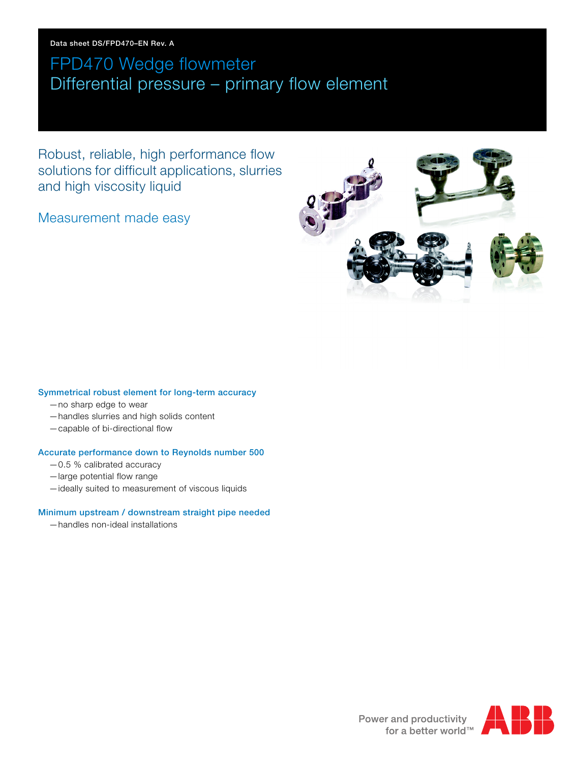Data sheet DS/FPD470–EN Rev. A

# FPD470 Wedge flowmeter
# Differential pressure – primary flow element

## Robust, reliable, high performance flow solutions for difficult applications, slurries and high viscosity liquid

## Measurement made easy

### Symmetrical robust element for long-term accuracy

- no sharp edge to wear
- handles slurries and high solids content
- capable of bi-directional flow

### Accurate performance down to Reynolds number 500

- 0.5 % calibrated accuracy
- large potential flow range
- ideally suited to measurement of viscous liquids

### Minimum upstream / downstream straight pipe needed

- handles non-ideal installations

Power and productivity for a better world™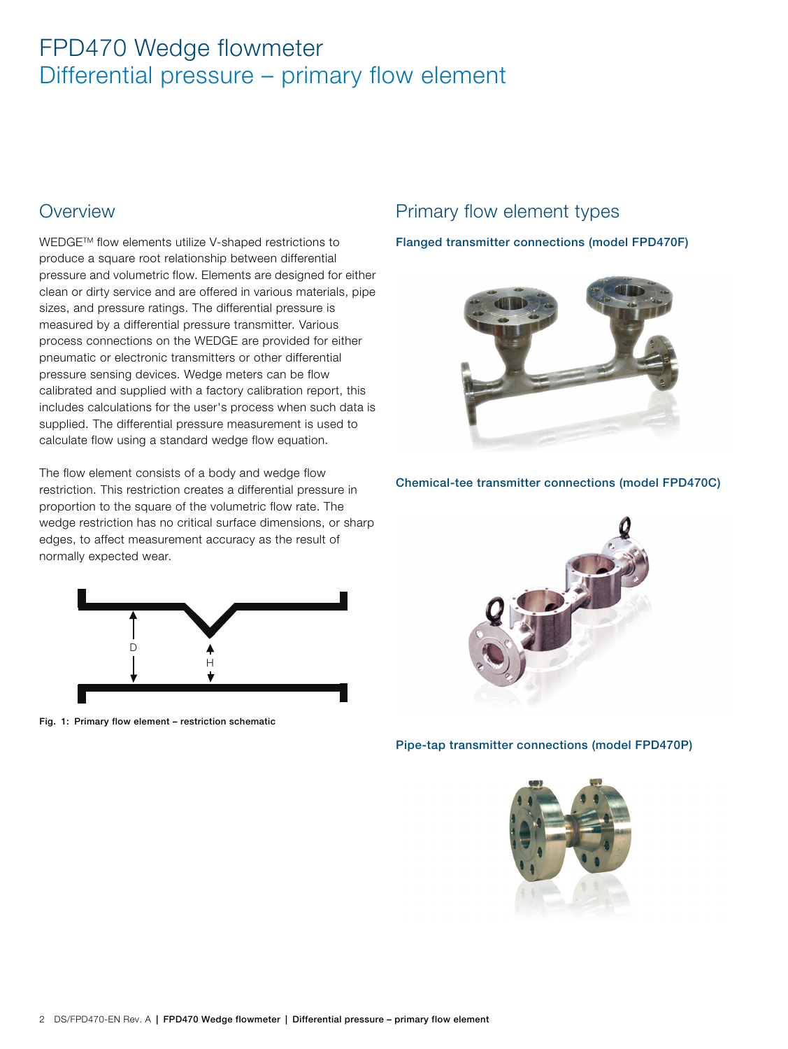# FPD470 Wedge flowmeter
## Differential pressure – primary flow element

## Overview

WEDGE™ flow elements utilize V-shaped restrictions to produce a square root relationship between differential pressure and volumetric flow. Elements are designed for either clean or dirty service and are offered in various materials, pipe sizes, and pressure ratings. The differential pressure is measured by a differential pressure transmitter. Various process connections on the WEDGE are provided for either pneumatic or electronic transmitters or other differential pressure sensing devices. Wedge meters can be flow calibrated and supplied with a factory calibration report, this includes calculations for the user's process when such data is supplied. The differential pressure measurement is used to calculate flow using a standard wedge flow equation.

The flow element consists of a body and wedge flow restriction. This restriction creates a differential pressure in proportion to the square of the volumetric flow rate. The wedge restriction has no critical surface dimensions, or sharp edges, to affect measurement accuracy as the result of normally expected wear.

D

H

**Fig. 1: Primary flow element – restriction schematic**

## Primary flow element types

**Flanged transmitter connections (model FPD470F)**

**Chemical-tee transmitter connections (model FPD470C)**

**Pipe-tap transmitter connections (model FPD470P)**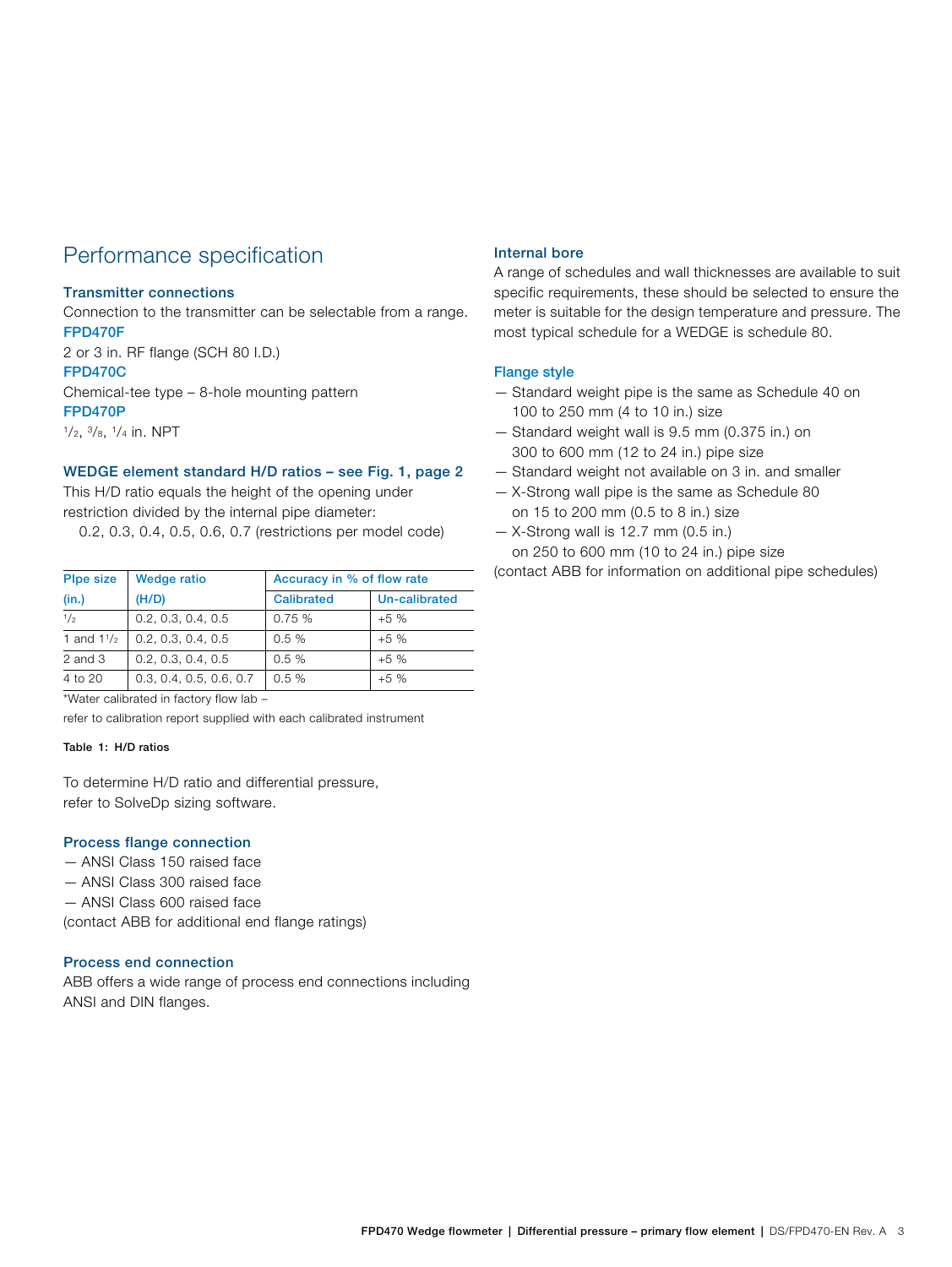## Performance specification

### Transmitter connections

Connection to the transmitter can be selectable from a range.

**FPD470F**

2 or 3 in. RF flange (SCH 80 I.D.)

**FPD470C**

Chemical-tee type – 8-hole mounting pattern

**FPD470P**

$^{1}/_{2}$, $^{3}/_{8}$, $^{1}/_{4}$ in. NPT

### WEDGE element standard H/D ratios – see Fig. 1, page 2

This H/D ratio equals the height of the opening under restriction divided by the internal pipe diameter:

0.2, 0.3, 0.4, 0.5, 0.6, 0.7 (restrictions per model code)

| Plpe size (in.) | Wedge ratio (H/D) | Accuracy in % of flow rate | |
|---|---|---|---|
| | | Calibrated | Un-calibrated |
| $^{1}/_{2}$ | 0.2, 0.3, 0.4, 0.5 | 0.75 % | +5 % |
| 1 and 1$^{1}/_{2}$ | 0.2, 0.3, 0.4, 0.5 | 0.5 % | +5 % |
| 2 and 3 | 0.2, 0.3, 0.4, 0.5 | 0.5 % | +5 % |
| 4 to 20 | 0.3, 0.4, 0.5, 0.6, 0.7 | 0.5 % | +5 % |

*Water calibrated in factory flow lab – refer to calibration report supplied with each calibrated instrument

Table 1: H/D ratios

To determine H/D ratio and differential pressure, refer to SolveDp sizing software.

### Process flange connection

- ANSI Class 150 raised face
- ANSI Class 300 raised face
- ANSI Class 600 raised face

(contact ABB for additional end flange ratings)

### Process end connection

ABB offers a wide range of process end connections including ANSI and DIN flanges.

### Internal bore

A range of schedules and wall thicknesses are available to suit specific requirements, these should be selected to ensure the meter is suitable for the design temperature and pressure. The most typical schedule for a WEDGE is schedule 80.

### Flange style

- Standard weight pipe is the same as Schedule 40 on 100 to 250 mm (4 to 10 in.) size
- Standard weight wall is 9.5 mm (0.375 in.) on 300 to 600 mm (12 to 24 in.) pipe size
- Standard weight not available on 3 in. and smaller
- X-Strong wall pipe is the same as Schedule 80 on 15 to 200 mm (0.5 to 8 in.) size
- X-Strong wall is 12.7 mm (0.5 in.) on 250 to 600 mm (10 to 24 in.) pipe size

(contact ABB for information on additional pipe schedules)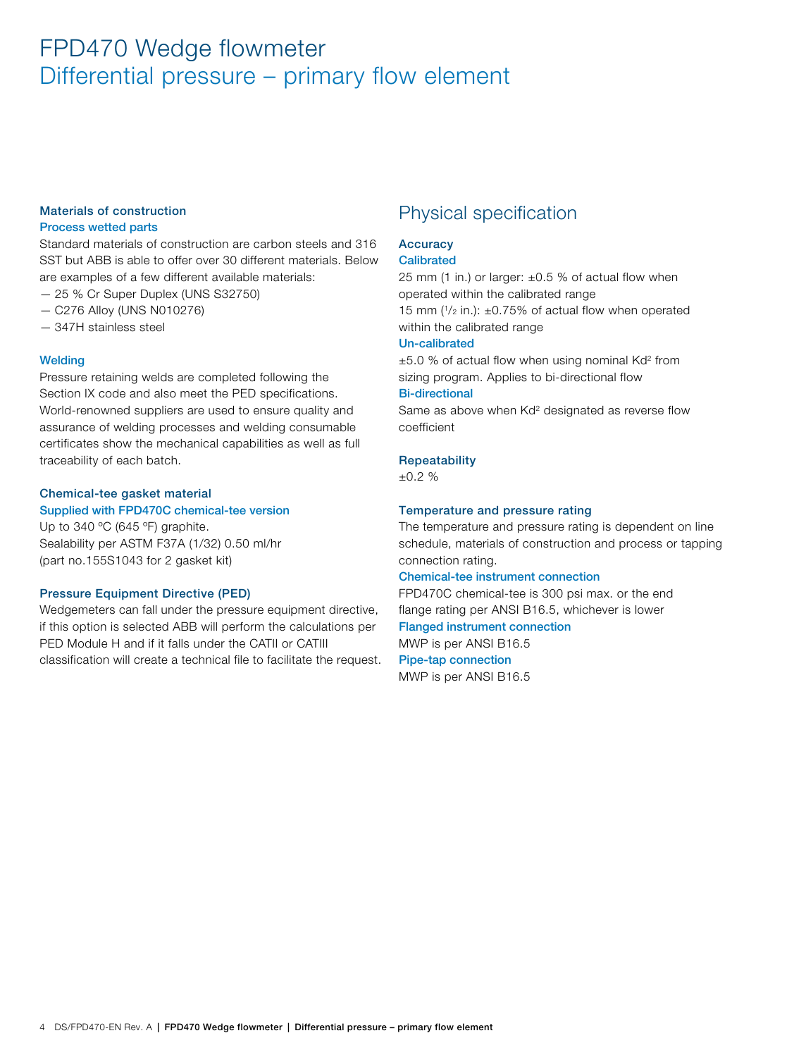# FPD470 Wedge flowmeter
## Differential pressure – primary flow element

### Materials of construction

#### Process wetted parts

Standard materials of construction are carbon steels and 316 SST but ABB is able to offer over 30 different materials. Below are examples of a few different available materials:

- 25 % Cr Super Duplex (UNS S32750)
- C276 Alloy (UNS N010276)
- 347H stainless steel

#### Welding

Pressure retaining welds are completed following the Section IX code and also meet the PED specifications. World-renowned suppliers are used to ensure quality and assurance of welding processes and welding consumable certificates show the mechanical capabilities as well as full traceability of each batch.

### Chemical-tee gasket material

#### Supplied with FPD470C chemical-tee version

Up to 340 °C (645 °F) graphite.
Sealability per ASTM F37A (1/32) 0.50 ml/hr
(part no.155S1043 for 2 gasket kit)

### Pressure Equipment Directive (PED)

Wedgemeters can fall under the pressure equipment directive, if this option is selected ABB will perform the calculations per PED Module H and if it falls under the CATII or CATIII classification will create a technical file to facilitate the request.

## Physical specification

### Accuracy

#### Calibrated

25 mm (1 in.) or larger: ±0.5 % of actual flow when operated within the calibrated range
15 mm (1/2 in.): ±0.75% of actual flow when operated within the calibrated range

#### Un-calibrated

±5.0 % of actual flow when using nominal $Kd^2$ from sizing program. Applies to bi-directional flow

#### Bi-directional

Same as above when $Kd^2$ designated as reverse flow coefficient

### Repeatability

±0.2 %

### Temperature and pressure rating

The temperature and pressure rating is dependent on line schedule, materials of construction and process or tapping connection rating.

#### Chemical-tee instrument connection

FPD470C chemical-tee is 300 psi max. or the end flange rating per ANSI B16.5, whichever is lower

#### Flanged instrument connection

MWP is per ANSI B16.5

#### Pipe-tap connection

MWP is per ANSI B16.5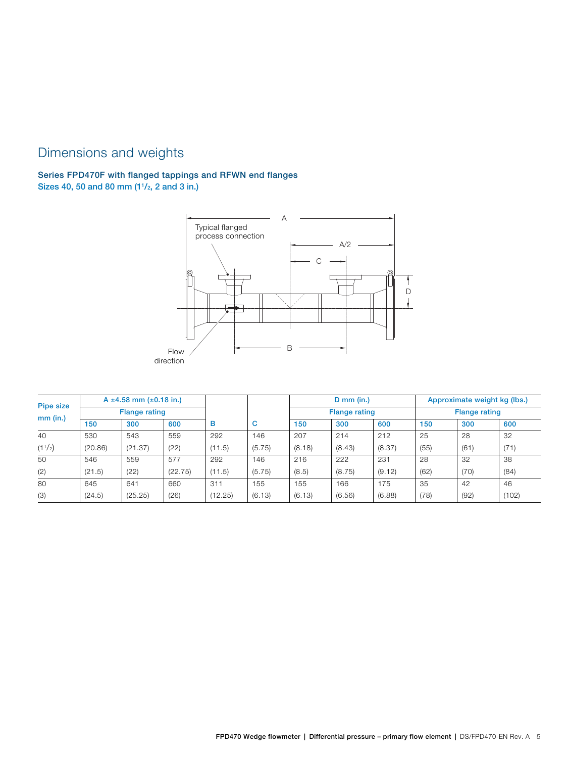# Dimensions and weights

### Series FPD470F with flanged tappings and RFWN end flanges

Sizes 40, 50 and 80 mm (1½, 2 and 3 in.)

| Pipe size mm (in.) | A ±4.58 mm (±0.18 in.) | | | B | C | D mm (in.) | | | Approximate weight kg (lbs.) | | |
|---|---|---|---|---|---|---|---|---|---|---|---|
| | Flange rating | | | | | Flange rating | | | Flange rating | | |
| | 150 | 300 | 600 | | | 150 | 300 | 600 | 150 | 300 | 600 |
| 40 (1½) | 530 (20.86) | 543 (21.37) | 559 (22) | 292 (11.5) | 146 (5.75) | 207 (8.18) | 214 (8.43) | 212 (8.37) | 25 (55) | 28 (61) | 32 (71) |
| 50 (2) | 546 (21.5) | 559 (22) | 577 (22.75) | 292 (11.5) | 146 (5.75) | 216 (8.5) | 222 (8.75) | 231 (9.12) | 28 (62) | 32 (70) | 38 (84) |
| 80 (3) | 645 (24.5) | 641 (25.25) | 660 (26) | 311 (12.25) | 155 (6.13) | 155 (6.13) | 166 (6.56) | 175 (6.88) | 35 (78) | 42 (92) | 46 (102) |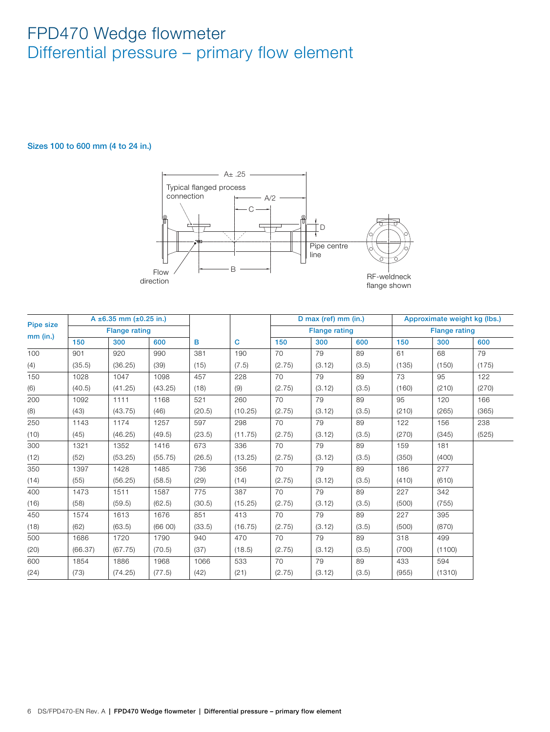// FPD470 Wedge flowmeter
## Differential pressure – primary flow element

### Sizes 100 to 600 mm (4 to 24 in.)

A± .25

Typical flanged process connection

A/2

C

D

Pipe centre line

Flow direction

B

RF-weldneck flange shown

| Pipe size mm (in.) | A ±6.35 mm (±0.25 in.) | | | B | C | D max (ref) mm (in.) | | | Approximate weight kg (lbs.) | | |
|---|---|---|---|---|---|---|---|---|---|---|---|
| | Flange rating | | | | | Flange rating | | | Flange rating | | |
| | 150 | 300 | 600 | | | 150 | 300 | 600 | 150 | 300 | 600 |
| 100 (4) | 901 (35.5) | 920 (36.25) | 990 (39) | 381 (15) | 190 (7.5) | 70 (2.75) | 79 (3.12) | 89 (3.5) | 61 (135) | 68 (150) | 79 (175) |
| 150 (6) | 1028 (40.5) | 1047 (41.25) | 1098 (43.25) | 457 (18) | 228 (9) | 70 (2.75) | 79 (3.12) | 89 (3.5) | 73 (160) | 95 (210) | 122 (270) |
| 200 (8) | 1092 (43) | 1111 (43.75) | 1168 (46) | 521 (20.5) | 260 (10.25) | 70 (2.75) | 79 (3.12) | 89 (3.5) | 95 (210) | 120 (265) | 166 (365) |
| 250 (10) | 1143 (45) | 1174 (46.25) | 1257 (49.5) | 597 (23.5) | 298 (11.75) | 70 (2.75) | 79 (3.12) | 89 (3.5) | 122 (270) | 156 (345) | 238 (525) |
| 300 (12) | 1321 (52) | 1352 (53.25) | 1416 (55.75) | 673 (26.5) | 336 (13.25) | 70 (2.75) | 79 (3.12) | 89 (3.5) | 159 (350) | 181 (400) | |
| 350 (14) | 1397 (55) | 1428 (56.25) | 1485 (58.5) | 736 (29) | 356 (14) | 70 (2.75) | 79 (3.12) | 89 (3.5) | 186 (410) | 277 (610) | |
| 400 (16) | 1473 (58) | 1511 (59.5) | 1587 (62.5) | 775 (30.5) | 387 (15.25) | 70 (2.75) | 79 (3.12) | 89 (3.5) | 227 (500) | 342 (755) | |
| 450 (18) | 1574 (62) | 1613 (63.5) | 1676 (66 00) | 851 (33.5) | 413 (16.75) | 70 (2.75) | 79 (3.12) | 89 (3.5) | 227 (500) | 395 (870) | |
| 500 (20) | 1686 (66.37) | 1720 (67.75) | 1790 (70.5) | 940 (37) | 470 (18.5) | 70 (2.75) | 79 (3.12) | 89 (3.5) | 318 (700) | 499 (1100) | |
| 600 (24) | 1854 (73) | 1886 (74.25) | 1968 (77.5) | 1066 (42) | 533 (21) | 70 (2.75) | 79 (3.12) | 89 (3.5) | 433 (955) | 594 (1310) | |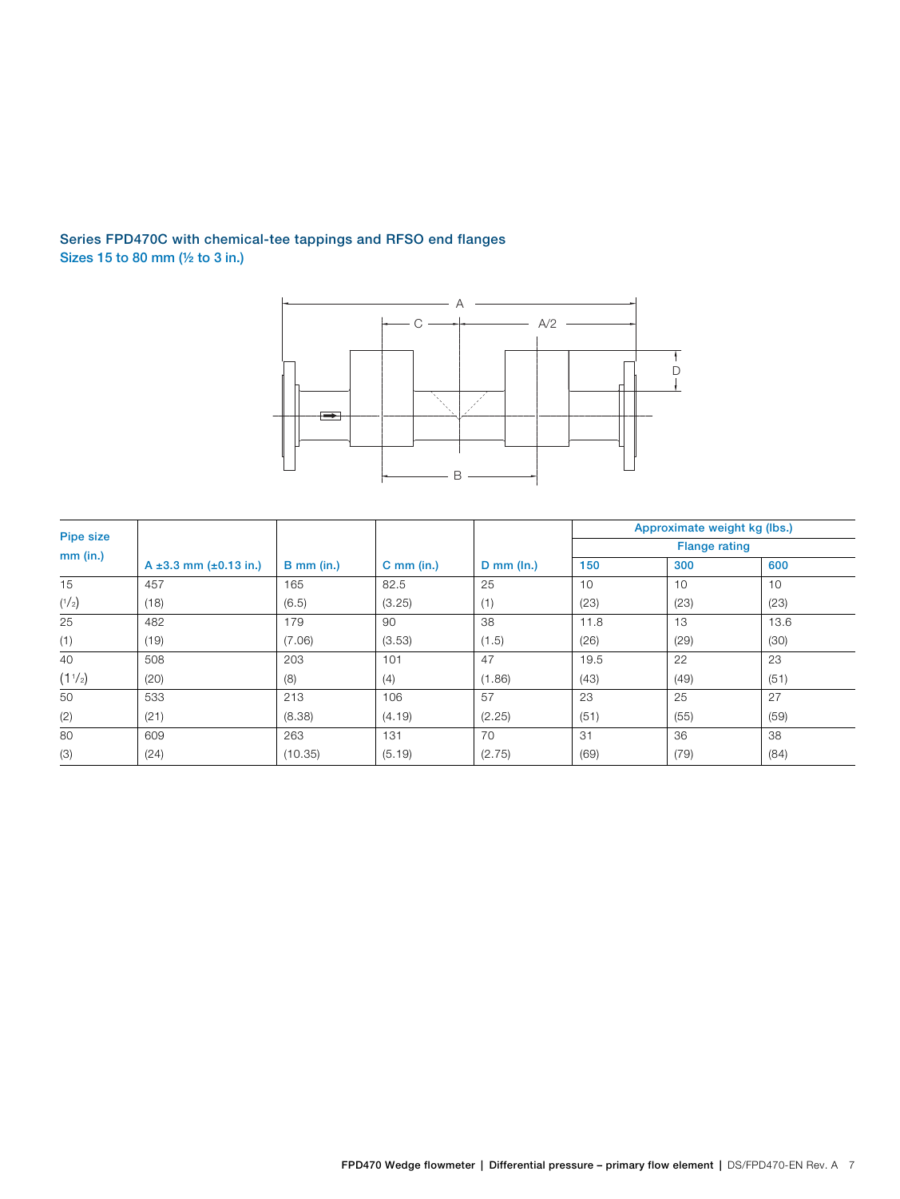## Series FPD470C with chemical-tee tappings and RFSO end flanges

### Sizes 15 to 80 mm (½ to 3 in.)

| Pipe size mm (in.) | A ±3.3 mm (±0.13 in.) | B mm (in.) | C mm (in.) | D mm (In.) | Approximate weight kg (lbs.) Flange rating | | |
|---|---|---|---|---|---|---|---|
| | | | | | 150 | 300 | 600 |
| 15 (½) | 457 (18) | 165 (6.5) | 82.5 (3.25) | 25 (1) | 10 (23) | 10 (23) | 10 (23) |
| 25 (1) | 482 (19) | 179 (7.06) | 90 (3.53) | 38 (1.5) | 11.8 (26) | 13 (29) | 13.6 (30) |
| 40 (1½) | 508 (20) | 203 (8) | 101 (4) | 47 (1.86) | 19.5 (43) | 22 (49) | 23 (51) |
| 50 (2) | 533 (21) | 213 (8.38) | 106 (4.19) | 57 (2.25) | 23 (51) | 25 (55) | 27 (59) |
| 80 (3) | 609 (24) | 263 (10.35) | 131 (5.19) | 70 (2.75) | 31 (69) | 36 (79) | 38 (84) |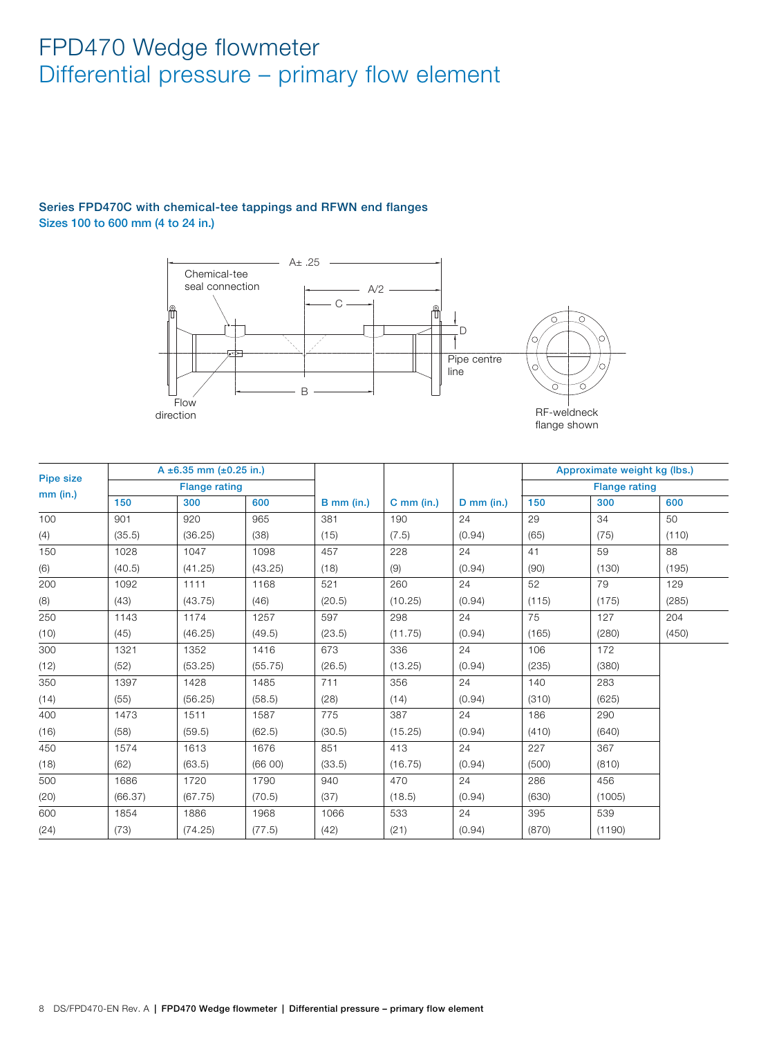# FPD470 Wedge flowmeter
## Differential pressure – primary flow element

### Series FPD470C with chemical-tee tappings and RFWN end flanges

**Sizes 100 to 600 mm (4 to 24 in.)**

A± .25

Chemical-tee seal connection

A/2

C

D

Pipe centre line

B

Flow direction

RF-weldneck flange shown

| Pipe size mm (in.) | A ±6.35 mm (±0.25 in.) | | | B mm (in.) | C mm (in.) | D mm (in.) | Approximate weight kg (lbs.) | | |
|---|---|---|---|---|---|---|---|---|---|
| | Flange rating | | | | | | Flange rating | | |
| | 150 | 300 | 600 | | | | 150 | 300 | 600 |
| 100 (4) | 901 (35.5) | 920 (36.25) | 965 (38) | 381 (15) | 190 (7.5) | 24 (0.94) | 29 (65) | 34 (75) | 50 (110) |
| 150 (6) | 1028 (40.5) | 1047 (41.25) | 1098 (43.25) | 457 (18) | 228 (9) | 24 (0.94) | 41 (90) | 59 (130) | 88 (195) |
| 200 (8) | 1092 (43) | 1111 (43.75) | 1168 (46) | 521 (20.5) | 260 (10.25) | 24 (0.94) | 52 (115) | 79 (175) | 129 (285) |
| 250 (10) | 1143 (45) | 1174 (46.25) | 1257 (49.5) | 597 (23.5) | 298 (11.75) | 24 (0.94) | 75 (165) | 127 (280) | 204 (450) |
| 300 (12) | 1321 (52) | 1352 (53.25) | 1416 (55.75) | 673 (26.5) | 336 (13.25) | 24 (0.94) | 106 (235) | 172 (380) | |
| 350 (14) | 1397 (55) | 1428 (56.25) | 1485 (58.5) | 711 (28) | 356 (14) | 24 (0.94) | 140 (310) | 283 (625) | |
| 400 (16) | 1473 (58) | 1511 (59.5) | 1587 (62.5) | 775 (30.5) | 387 (15.25) | 24 (0.94) | 186 (410) | 290 (640) | |
| 450 (18) | 1574 (62) | 1613 (63.5) | 1676 (66 00) | 851 (33.5) | 413 (16.75) | 24 (0.94) | 227 (500) | 367 (810) | |
| 500 (20) | 1686 (66.37) | 1720 (67.75) | 1790 (70.5) | 940 (37) | 470 (18.5) | 24 (0.94) | 286 (630) | 456 (1005) | |
| 600 (24) | 1854 (73) | 1886 (74.25) | 1968 (77.5) | 1066 (42) | 533 (21) | 24 (0.94) | 395 (870) | 539 (1190) | |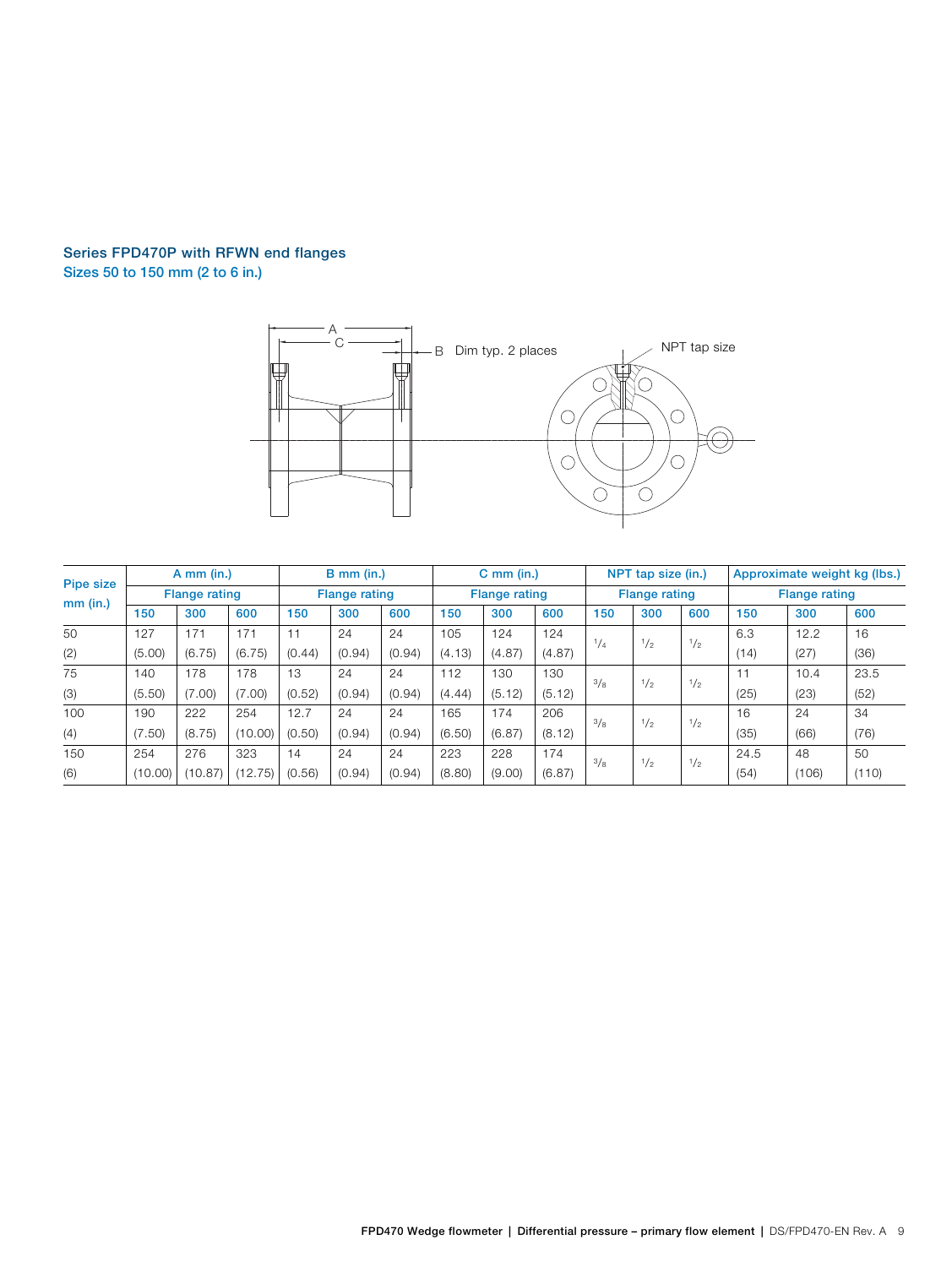## Series FPD470P with RFWN end flanges

### Sizes 50 to 150 mm (2 to 6 in.)

| Pipe size mm (in.) | A mm (in.) | | | B mm (in.) | | | C mm (in.) | | | NPT tap size (in.) | | | Approximate weight kg (lbs.) | | |
|---|---|---|---|---|---|---|---|---|---|---|---|---|---|---|---|
| | Flange rating | | | Flange rating | | | Flange rating | | | Flange rating | | | Flange rating | | |
| | 150 | 300 | 600 | 150 | 300 | 600 | 150 | 300 | 600 | 150 | 300 | 600 | 150 | 300 | 600 |
| 50 (2) | 127 (5.00) | 171 (6.75) | 171 (6.75) | 11 (0.44) | 24 (0.94) | 24 (0.94) | 105 (4.13) | 124 (4.87) | 124 (4.87) | 1/4 | 1/2 | 1/2 | 6.3 (14) | 12.2 (27) | 16 (36) |
| 75 (3) | 140 (5.50) | 178 (7.00) | 178 (7.00) | 13 (0.52) | 24 (0.94) | 24 (0.94) | 112 (4.44) | 130 (5.12) | 130 (5.12) | 3/8 | 1/2 | 1/2 | 11 (25) | 10.4 (23) | 23.5 (52) |
| 100 (4) | 190 (7.50) | 222 (8.75) | 254 (10.00) | 12.7 (0.50) | 24 (0.94) | 24 (0.94) | 165 (6.50) | 174 (6.87) | 206 (8.12) | 3/8 | 1/2 | 1/2 | 16 (35) | 24 (66) | 34 (76) |
| 150 (6) | 254 (10.00) | 276 (10.87) | 323 (12.75) | 14 (0.56) | 24 (0.94) | 24 (0.94) | 223 (8.80) | 228 (9.00) | 174 (6.87) | 3/8 | 1/2 | 1/2 | 24.5 (54) | 48 (106) | 50 (110) |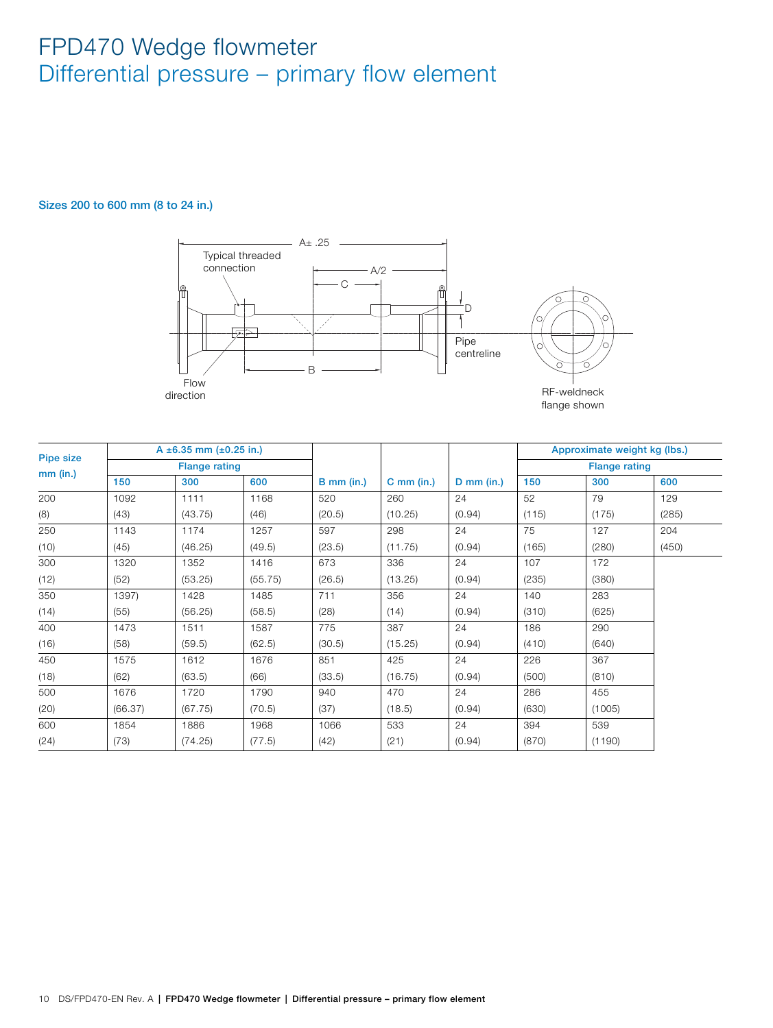# FPD470 Wedge flowmeter
## Differential pressure – primary flow element

### Sizes 200 to 600 mm (8 to 24 in.)

A± .25

Typical threaded connection

A/2

C

D

Pipe centreline

B

Flow direction

RF-weldneck flange shown

| Pipe size mm (in.) | A ±6.35 mm (±0.25 in.) | | | B mm (in.) | C mm (in.) | D mm (in.) | Approximate weight kg (lbs.) | | |
|---|---|---|---|---|---|---|---|---|---|
| | Flange rating | | | | | | Flange rating | | |
| | 150 | 300 | 600 | | | | 150 | 300 | 600 |
| 200 (8) | 1092 (43) | 1111 (43.75) | 1168 (46) | 520 (20.5) | 260 (10.25) | 24 (0.94) | 52 (115) | 79 (175) | 129 (285) |
| 250 (10) | 1143 (45) | 1174 (46.25) | 1257 (49.5) | 597 (23.5) | 298 (11.75) | 24 (0.94) | 75 (165) | 127 (280) | 204 (450) |
| 300 (12) | 1320 (52) | 1352 (53.25) | 1416 (55.75) | 673 (26.5) | 336 (13.25) | 24 (0.94) | 107 (235) | 172 (380) | |
| 350 (14) | 1397) (55) | 1428 (56.25) | 1485 (58.5) | 711 (28) | 356 (14) | 24 (0.94) | 140 (310) | 283 (625) | |
| 400 (16) | 1473 (58) | 1511 (59.5) | 1587 (62.5) | 775 (30.5) | 387 (15.25) | 24 (0.94) | 186 (410) | 290 (640) | |
| 450 (18) | 1575 (62) | 1612 (63.5) | 1676 (66) | 851 (33.5) | 425 (16.75) | 24 (0.94) | 226 (500) | 367 (810) | |
| 500 (20) | 1676 (66.37) | 1720 (67.75) | 1790 (70.5) | 940 (37) | 470 (18.5) | 24 (0.94) | 286 (630) | 455 (1005) | |
| 600 (24) | 1854 (73) | 1886 (74.25) | 1968 (77.5) | 1066 (42) | 533 (21) | 24 (0.94) | 394 (870) | 539 (1190) | |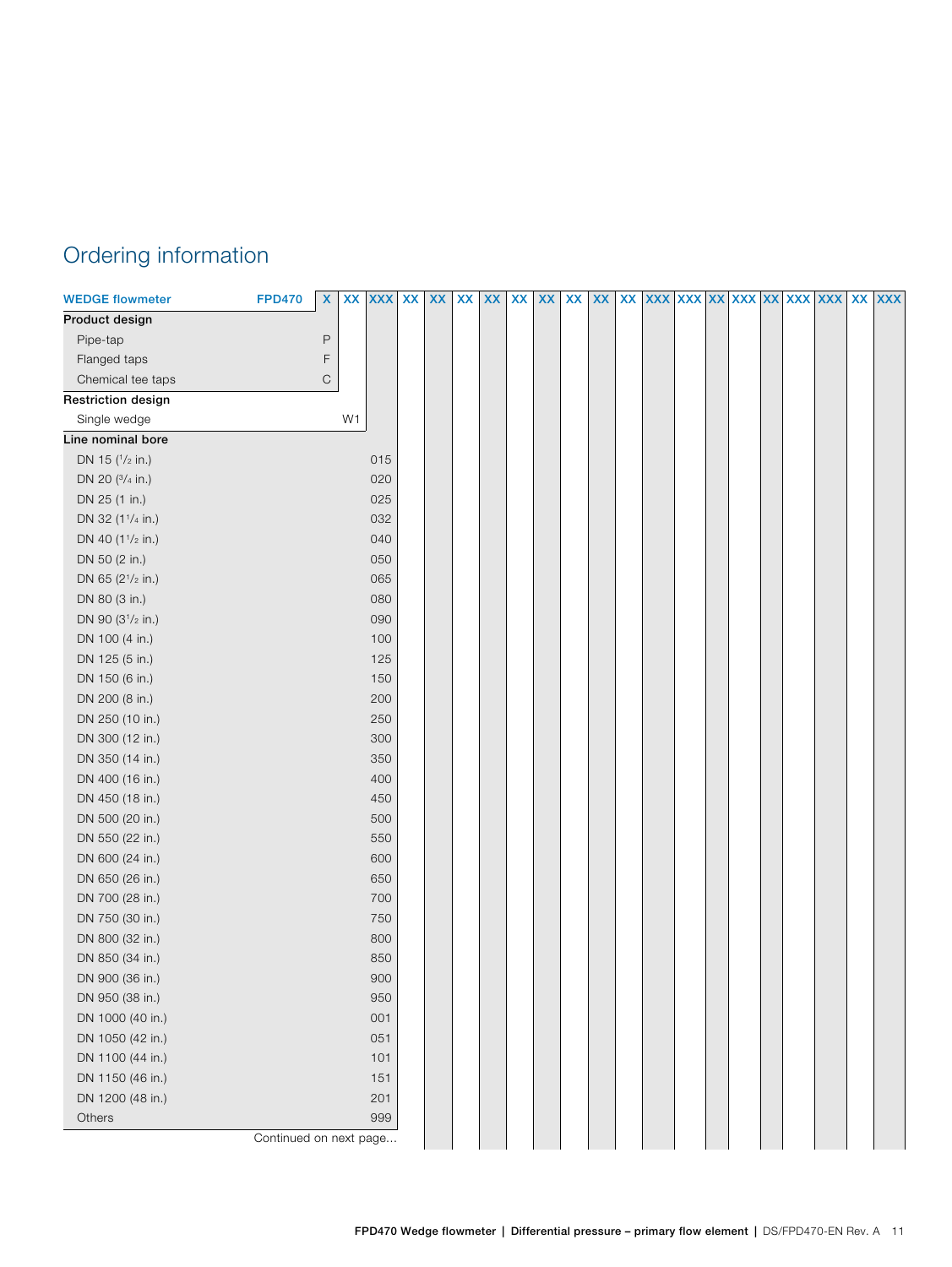# Ordering information

| WEDGE flowmeter | FPD470 | X | XX | XXX | XX | XX | XX | XX | XX | XX | XX | XX | XX | XXX | XXX | XX | XXX | XX | XXX | XXX | XX | XXX |
|---|---|---|---|---|---|---|---|---|---|---|---|---|---|---|---|---|---|---|---|---|---|---|
| **Product design** | | | | | | | | | | | | | | | | | | | | | | |
| Pipe-tap | | P | | | | | | | | | | | | | | | | | | | | |
| Flanged taps | | F | | | | | | | | | | | | | | | | | | | | |
| Chemical tee taps | | C | | | | | | | | | | | | | | | | | | | | |
| **Restriction design** | | | | | | | | | | | | | | | | | | | | | | |
| Single wedge | | | W1 | | | | | | | | | | | | | | | | | | | |
| **Line nominal bore** | | | | | | | | | | | | | | | | | | | | | | |
| DN 15 (1/2 in.) | | | | 015 | | | | | | | | | | | | | | | | | | |
| DN 20 (3/4 in.) | | | | 020 | | | | | | | | | | | | | | | | | | |
| DN 25 (1 in.) | | | | 025 | | | | | | | | | | | | | | | | | | |
| DN 32 (1 1/4 in.) | | | | 032 | | | | | | | | | | | | | | | | | | |
| DN 40 (1 1/2 in.) | | | | 040 | | | | | | | | | | | | | | | | | | |
| DN 50 (2 in.) | | | | 050 | | | | | | | | | | | | | | | | | | |
| DN 65 (2 1/2 in.) | | | | 065 | | | | | | | | | | | | | | | | | | |
| DN 80 (3 in.) | | | | 080 | | | | | | | | | | | | | | | | | | |
| DN 90 (3 1/2 in.) | | | | 090 | | | | | | | | | | | | | | | | | | |
| DN 100 (4 in.) | | | | 100 | | | | | | | | | | | | | | | | | | |
| DN 125 (5 in.) | | | | 125 | | | | | | | | | | | | | | | | | | |
| DN 150 (6 in.) | | | | 150 | | | | | | | | | | | | | | | | | | |
| DN 200 (8 in.) | | | | 200 | | | | | | | | | | | | | | | | | | |
| DN 250 (10 in.) | | | | 250 | | | | | | | | | | | | | | | | | | |
| DN 300 (12 in.) | | | | 300 | | | | | | | | | | | | | | | | | | |
| DN 350 (14 in.) | | | | 350 | | | | | | | | | | | | | | | | | | |
| DN 400 (16 in.) | | | | 400 | | | | | | | | | | | | | | | | | | |
| DN 450 (18 in.) | | | | 450 | | | | | | | | | | | | | | | | | | |
| DN 500 (20 in.) | | | | 500 | | | | | | | | | | | | | | | | | | |
| DN 550 (22 in.) | | | | 550 | | | | | | | | | | | | | | | | | | |
| DN 600 (24 in.) | | | | 600 | | | | | | | | | | | | | | | | | | |
| DN 650 (26 in.) | | | | 650 | | | | | | | | | | | | | | | | | | |
| DN 700 (28 in.) | | | | 700 | | | | | | | | | | | | | | | | | | |
| DN 750 (30 in.) | | | | 750 | | | | | | | | | | | | | | | | | | |
| DN 800 (32 in.) | | | | 800 | | | | | | | | | | | | | | | | | | |
| DN 850 (34 in.) | | | | 850 | | | | | | | | | | | | | | | | | | |
| DN 900 (36 in.) | | | | 900 | | | | | | | | | | | | | | | | | | |
| DN 950 (38 in.) | | | | 950 | | | | | | | | | | | | | | | | | | |
| DN 1000 (40 in.) | | | | 001 | | | | | | | | | | | | | | | | | | |
| DN 1050 (42 in.) | | | | 051 | | | | | | | | | | | | | | | | | | |
| DN 1100 (44 in.) | | | | 101 | | | | | | | | | | | | | | | | | | |
| DN 1150 (46 in.) | | | | 151 | | | | | | | | | | | | | | | | | | |
| DN 1200 (48 in.) | | | | 201 | | | | | | | | | | | | | | | | | | |
| Others | | | | 999 | | | | | | | | | | | | | | | | | | |

Continued on next page...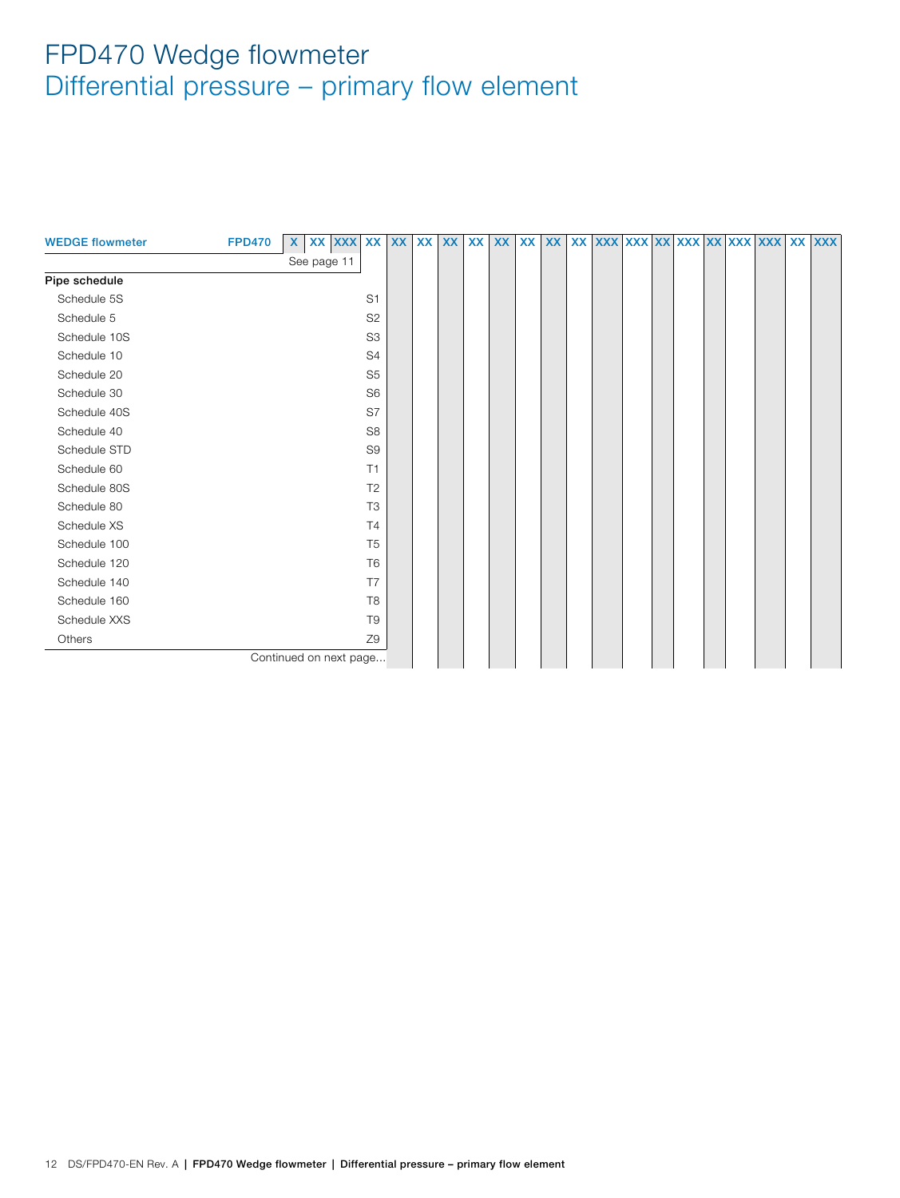# FPD470 Wedge flowmeter
## Differential pressure – primary flow element

| WEDGE flowmeter | FPD470 | X | XX | XXX | XX | XX | XX | XX | XX | XX | XX | XX | XX | XXX | XXX | XX | XXX | XX | XXX | XXX | XX | XXX |
|---|---|---|---|---|---|---|---|---|---|---|---|---|---|---|---|---|---|---|---|---|---|---|
| | | See page 11 | | | | | | | | | | | | | | | | | | | | |
| **Pipe schedule** | | | | | | | | | | | | | | | | | | | | | | |
| Schedule 5S | | | | | S1 | | | | | | | | | | | | | | | | | |
| Schedule 5 | | | | | S2 | | | | | | | | | | | | | | | | | |
| Schedule 10S | | | | | S3 | | | | | | | | | | | | | | | | | |
| Schedule 10 | | | | | S4 | | | | | | | | | | | | | | | | | |
| Schedule 20 | | | | | S5 | | | | | | | | | | | | | | | | | |
| Schedule 30 | | | | | S6 | | | | | | | | | | | | | | | | | |
| Schedule 40S | | | | | S7 | | | | | | | | | | | | | | | | | |
| Schedule 40 | | | | | S8 | | | | | | | | | | | | | | | | | |
| Schedule STD | | | | | S9 | | | | | | | | | | | | | | | | | |
| Schedule 60 | | | | | T1 | | | | | | | | | | | | | | | | | |
| Schedule 80S | | | | | T2 | | | | | | | | | | | | | | | | | |
| Schedule 80 | | | | | T3 | | | | | | | | | | | | | | | | | |
| Schedule XS | | | | | T4 | | | | | | | | | | | | | | | | | |
| Schedule 100 | | | | | T5 | | | | | | | | | | | | | | | | | |
| Schedule 120 | | | | | T6 | | | | | | | | | | | | | | | | | |
| Schedule 140 | | | | | T7 | | | | | | | | | | | | | | | | | |
| Schedule 160 | | | | | T8 | | | | | | | | | | | | | | | | | |
| Schedule XXS | | | | | T9 | | | | | | | | | | | | | | | | | |
| Others | | | | | Z9 | | | | | | | | | | | | | | | | | |

Continued on next page...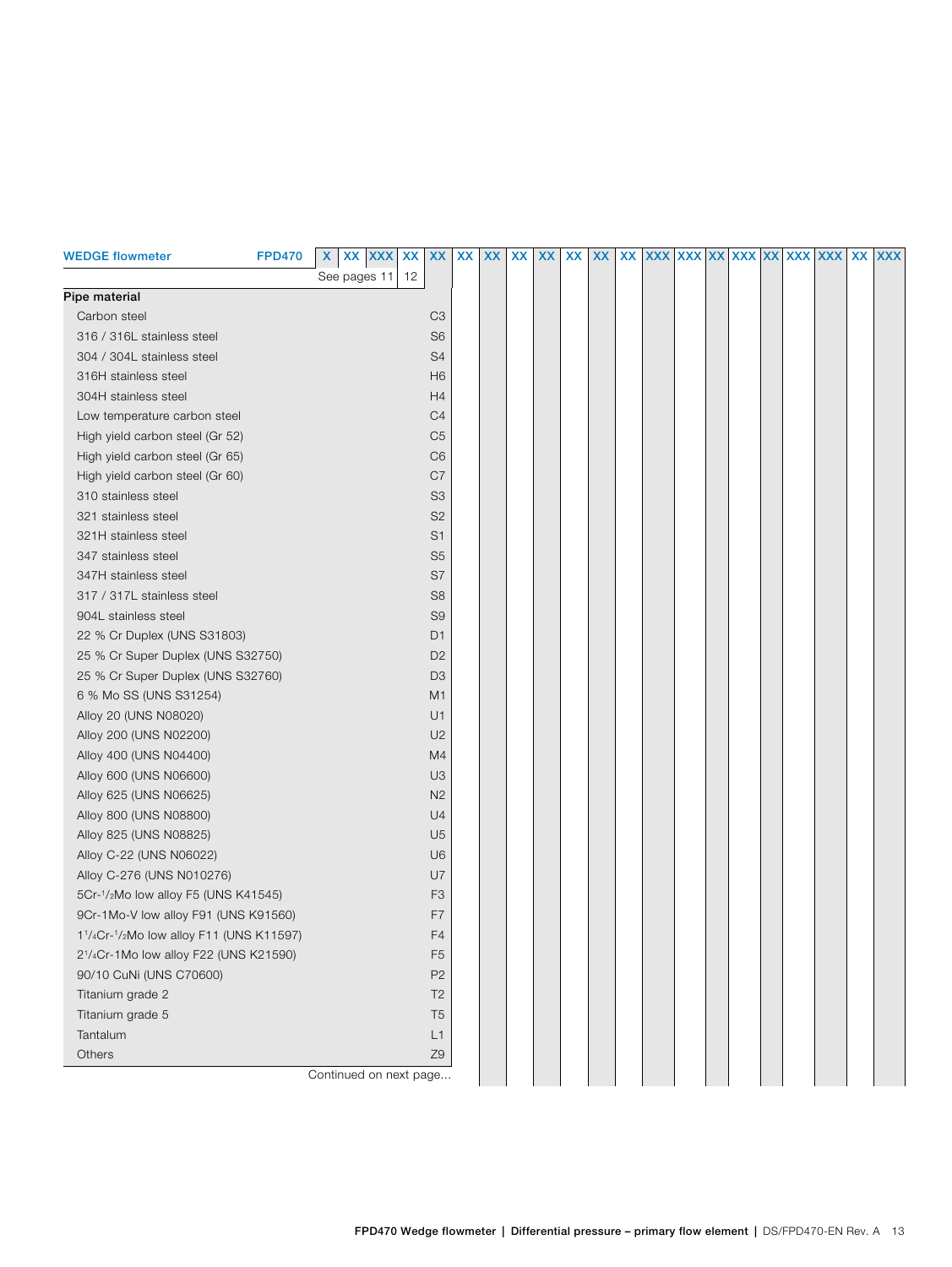| WEDGE flowmeter | FPD470 | X | XX | XXX | XX | XX | XX | XX | XX | XX | XX | XX | XX | XXX | XXX | XX | XXX | XX | XXX | XXX | XX | XXX |
|---|---|---|---|---|---|---|---|---|---|---|---|---|---|---|---|---|---|---|---|---|---|---|
| | | See pages 11 | | | 12 | | | | | | | | | | | | | | | | | |
| **Pipe material** | | | | | | | | | | | | | | | | | | | | | | |
| Carbon steel | | | | | | C3 | | | | | | | | | | | | | | | | |
| 316 / 316L stainless steel | | | | | | S6 | | | | | | | | | | | | | | | | |
| 304 / 304L stainless steel | | | | | | S4 | | | | | | | | | | | | | | | | |
| 316H stainless steel | | | | | | H6 | | | | | | | | | | | | | | | | |
| 304H stainless steel | | | | | | H4 | | | | | | | | | | | | | | | | |
| Low temperature carbon steel | | | | | | C4 | | | | | | | | | | | | | | | | |
| High yield carbon steel (Gr 52) | | | | | | C5 | | | | | | | | | | | | | | | | |
| High yield carbon steel (Gr 65) | | | | | | C6 | | | | | | | | | | | | | | | | |
| High yield carbon steel (Gr 60) | | | | | | C7 | | | | | | | | | | | | | | | | |
| 310 stainless steel | | | | | | S3 | | | | | | | | | | | | | | | | |
| 321 stainless steel | | | | | | S2 | | | | | | | | | | | | | | | | |
| 321H stainless steel | | | | | | S1 | | | | | | | | | | | | | | | | |
| 347 stainless steel | | | | | | S5 | | | | | | | | | | | | | | | | |
| 347H stainless steel | | | | | | S7 | | | | | | | | | | | | | | | | |
| 317 / 317L stainless steel | | | | | | S8 | | | | | | | | | | | | | | | | |
| 904L stainless steel | | | | | | S9 | | | | | | | | | | | | | | | | |
| 22 % Cr Duplex (UNS S31803) | | | | | | D1 | | | | | | | | | | | | | | | | |
| 25 % Cr Super Duplex (UNS S32750) | | | | | | D2 | | | | | | | | | | | | | | | | |
| 25 % Cr Super Duplex (UNS S32760) | | | | | | D3 | | | | | | | | | | | | | | | | |
| 6 % Mo SS (UNS S31254) | | | | | | M1 | | | | | | | | | | | | | | | | |
| Alloy 20 (UNS N08020) | | | | | | U1 | | | | | | | | | | | | | | | | |
| Alloy 200 (UNS N02200) | | | | | | U2 | | | | | | | | | | | | | | | | |
| Alloy 400 (UNS N04400) | | | | | | M4 | | | | | | | | | | | | | | | | |
| Alloy 600 (UNS N06600) | | | | | | U3 | | | | | | | | | | | | | | | | |
| Alloy 625 (UNS N06625) | | | | | | N2 | | | | | | | | | | | | | | | | |
| Alloy 800 (UNS N08800) | | | | | | U4 | | | | | | | | | | | | | | | | |
| Alloy 825 (UNS N08825) | | | | | | U5 | | | | | | | | | | | | | | | | |
| Alloy C-22 (UNS N06022) | | | | | | U6 | | | | | | | | | | | | | | | | |
| Alloy C-276 (UNS N010276) | | | | | | U7 | | | | | | | | | | | | | | | | |
| 5Cr-1/2Mo low alloy F5 (UNS K41545) | | | | | | F3 | | | | | | | | | | | | | | | | |
| 9Cr-1Mo-V low alloy F91 (UNS K91560) | | | | | | F7 | | | | | | | | | | | | | | | | |
| 1 1/4Cr-1/2Mo low alloy F11 (UNS K11597) | | | | | | F4 | | | | | | | | | | | | | | | | |
| 2 1/4Cr-1Mo low alloy F22 (UNS K21590) | | | | | | F5 | | | | | | | | | | | | | | | | |
| 90/10 CuNi (UNS C70600) | | | | | | P2 | | | | | | | | | | | | | | | | |
| Titanium grade 2 | | | | | | T2 | | | | | | | | | | | | | | | | |
| Titanium grade 5 | | | | | | T5 | | | | | | | | | | | | | | | | |
| Tantalum | | | | | | L1 | | | | | | | | | | | | | | | | |
| Others | | | | | | Z9 | | | | | | | | | | | | | | | | |

Continued on next page...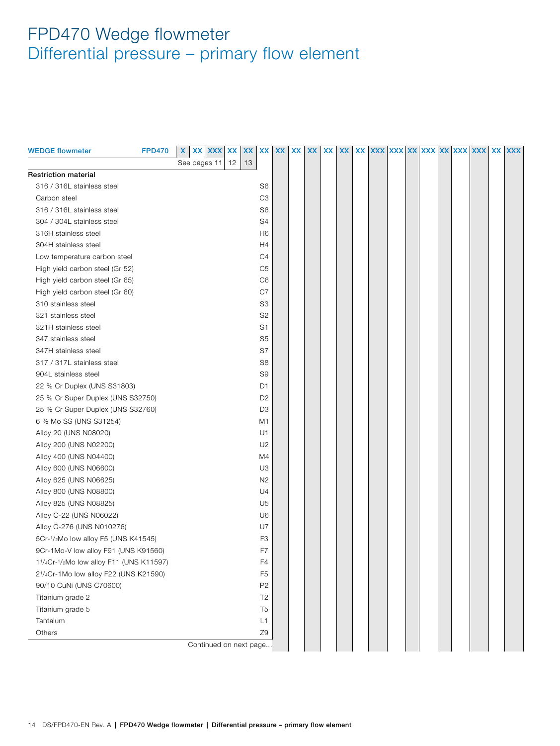# FPD470 Wedge flowmeter
## Differential pressure – primary flow element

| WEDGE flowmeter | FPD470 | X | XX | XXX | XX | XX | XX | XX | XX | XX | XX | XX | XX | XXX | XXX | XX | XXX | XX | XXX | XXX | XX | XXX |
|---|---|---|---|---|---|---|---|---|---|---|---|---|---|---|---|---|---|---|---|---|---|---|
| | | See pages 11 | | | 12 | 13 | | | | | | | | | | | | | | | | |
| **Restriction material** | | | | | | | | | | | | | | | | | | | | | | |
| 316 / 316L stainless steel | | | | | | | S6 | | | | | | | | | | | | | | | |
| Carbon steel | | | | | | | C3 | | | | | | | | | | | | | | | |
| 316 / 316L stainless steel | | | | | | | S6 | | | | | | | | | | | | | | | |
| 304 / 304L stainless steel | | | | | | | S4 | | | | | | | | | | | | | | | |
| 316H stainless steel | | | | | | | H6 | | | | | | | | | | | | | | | |
| 304H stainless steel | | | | | | | H4 | | | | | | | | | | | | | | | |
| Low temperature carbon steel | | | | | | | C4 | | | | | | | | | | | | | | | |
| High yield carbon steel (Gr 52) | | | | | | | C5 | | | | | | | | | | | | | | | |
| High yield carbon steel (Gr 65) | | | | | | | C6 | | | | | | | | | | | | | | | |
| High yield carbon steel (Gr 60) | | | | | | | C7 | | | | | | | | | | | | | | | |
| 310 stainless steel | | | | | | | S3 | | | | | | | | | | | | | | | |
| 321 stainless steel | | | | | | | S2 | | | | | | | | | | | | | | | |
| 321H stainless steel | | | | | | | S1 | | | | | | | | | | | | | | | |
| 347 stainless steel | | | | | | | S5 | | | | | | | | | | | | | | | |
| 347H stainless steel | | | | | | | S7 | | | | | | | | | | | | | | | |
| 317 / 317L stainless steel | | | | | | | S8 | | | | | | | | | | | | | | | |
| 904L stainless steel | | | | | | | S9 | | | | | | | | | | | | | | | |
| 22 % Cr Duplex (UNS S31803) | | | | | | | D1 | | | | | | | | | | | | | | | |
| 25 % Cr Super Duplex (UNS S32750) | | | | | | | D2 | | | | | | | | | | | | | | | |
| 25 % Cr Super Duplex (UNS S32760) | | | | | | | D3 | | | | | | | | | | | | | | | |
| 6 % Mo SS (UNS S31254) | | | | | | | M1 | | | | | | | | | | | | | | | |
| Alloy 20 (UNS N08020) | | | | | | | U1 | | | | | | | | | | | | | | | |
| Alloy 200 (UNS N02200) | | | | | | | U2 | | | | | | | | | | | | | | | |
| Alloy 400 (UNS N04400) | | | | | | | M4 | | | | | | | | | | | | | | | |
| Alloy 600 (UNS N06600) | | | | | | | U3 | | | | | | | | | | | | | | | |
| Alloy 625 (UNS N06625) | | | | | | | N2 | | | | | | | | | | | | | | | |
| Alloy 800 (UNS N08800) | | | | | | | U4 | | | | | | | | | | | | | | | |
| Alloy 825 (UNS N08825) | | | | | | | U5 | | | | | | | | | | | | | | | |
| Alloy C-22 (UNS N06022) | | | | | | | U6 | | | | | | | | | | | | | | | |
| Alloy C-276 (UNS N010276) | | | | | | | U7 | | | | | | | | | | | | | | | |
| 5Cr-$^1/_2$Mo low alloy F5 (UNS K41545) | | | | | | | F3 | | | | | | | | | | | | | | | |
| 9Cr-1Mo-V low alloy F91 (UNS K91560) | | | | | | | F7 | | | | | | | | | | | | | | | |
| 1$^1/_4$Cr-$^1/_2$Mo low alloy F11 (UNS K11597) | | | | | | | F4 | | | | | | | | | | | | | | | |
| 2$^1/_4$Cr-1Mo low alloy F22 (UNS K21590) | | | | | | | F5 | | | | | | | | | | | | | | | |
| 90/10 CuNi (UNS C70600) | | | | | | | P2 | | | | | | | | | | | | | | | |
| Titanium grade 2 | | | | | | | T2 | | | | | | | | | | | | | | | |
| Titanium grade 5 | | | | | | | T5 | | | | | | | | | | | | | | | |
| Tantalum | | | | | | | L1 | | | | | | | | | | | | | | | |
| Others | | | | | | | Z9 | | | | | | | | | | | | | | | |

Continued on next page...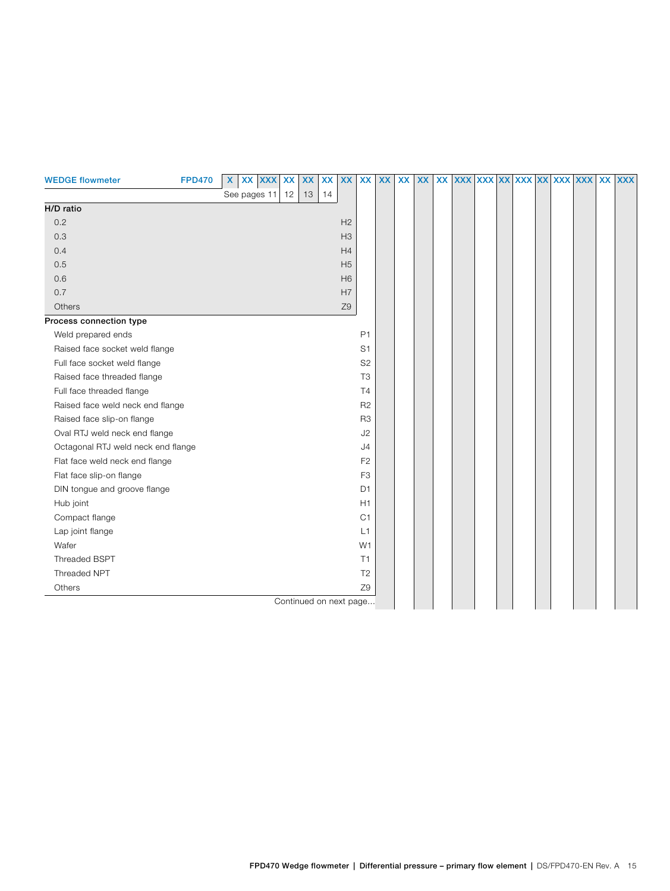| WEDGE flowmeter | FPD470 | X | XX | XXX | XX | XX | XX | XX | XX | XX | XX | XX | XX | XXX | XXX | XX | XXX | XX | XXX | XXX | XX | XXX |
|---|---|---|---|---|---|---|---|---|---|---|---|---|---|---|---|---|---|---|---|---|---|---|
| | | See pages 11 | | | 12 | 13 | 14 | | | | | | | | | | | | | | | |
| **H/D ratio** | | | | | | | | | | | | | | | | | | | | | | |
| 0.2 | | | | | | | | H2 | | | | | | | | | | | | | | |
| 0.3 | | | | | | | | H3 | | | | | | | | | | | | | | |
| 0.4 | | | | | | | | H4 | | | | | | | | | | | | | | |
| 0.5 | | | | | | | | H5 | | | | | | | | | | | | | | |
| 0.6 | | | | | | | | H6 | | | | | | | | | | | | | | |
| 0.7 | | | | | | | | H7 | | | | | | | | | | | | | | |
| Others | | | | | | | | Z9 | | | | | | | | | | | | | | |
| **Process connection type** | | | | | | | | | | | | | | | | | | | | | | |
| Weld prepared ends | | | | | | | | | P1 | | | | | | | | | | | | | |
| Raised face socket weld flange | | | | | | | | | S1 | | | | | | | | | | | | | |
| Full face socket weld flange | | | | | | | | | S2 | | | | | | | | | | | | | |
| Raised face threaded flange | | | | | | | | | T3 | | | | | | | | | | | | | |
| Full face threaded flange | | | | | | | | | T4 | | | | | | | | | | | | | |
| Raised face weld neck end flange | | | | | | | | | R2 | | | | | | | | | | | | | |
| Raised face slip-on flange | | | | | | | | | R3 | | | | | | | | | | | | | |
| Oval RTJ weld neck end flange | | | | | | | | | J2 | | | | | | | | | | | | | |
| Octagonal RTJ weld neck end flange | | | | | | | | | J4 | | | | | | | | | | | | | |
| Flat face weld neck end flange | | | | | | | | | F2 | | | | | | | | | | | | | |
| Flat face slip-on flange | | | | | | | | | F3 | | | | | | | | | | | | | |
| DIN tongue and groove flange | | | | | | | | | D1 | | | | | | | | | | | | | |
| Hub joint | | | | | | | | | H1 | | | | | | | | | | | | | |
| Compact flange | | | | | | | | | C1 | | | | | | | | | | | | | |
| Lap joint flange | | | | | | | | | L1 | | | | | | | | | | | | | |
| Wafer | | | | | | | | | W1 | | | | | | | | | | | | | |
| Threaded BSPT | | | | | | | | | T1 | | | | | | | | | | | | | |
| Threaded NPT | | | | | | | | | T2 | | | | | | | | | | | | | |
| Others | | | | | | | | | Z9 | | | | | | | | | | | | | |

Continued on next page...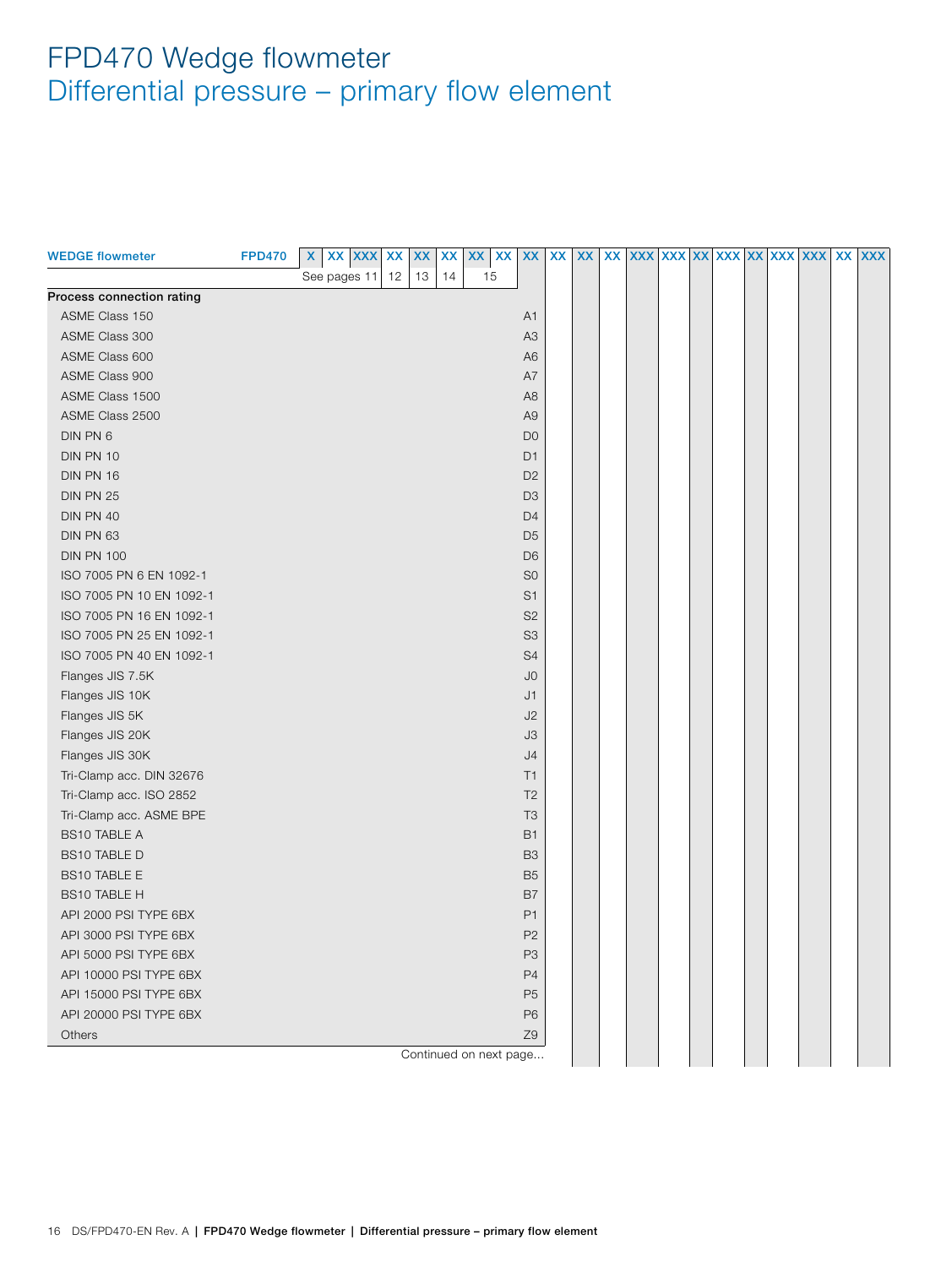# FPD470 Wedge flowmeter
## Differential pressure – primary flow element

| WEDGE flowmeter | FPD470 | X | XX | XXX | XX | XX | XX | XX | XX | XX | XX | XX | XX | XXX | XXX | XX | XXX | XX | XXX | XXX | XX | XXX |
|---|---|---|---|---|---|---|---|---|---|---|---|---|---|---|---|---|---|---|---|---|---|---|
| | | See pages 11 | | | 12 | 13 | 14 | 15 | | | | | | | | | | | | | | |
| **Process connection rating** | | | | | | | | | | | | | | | | | | | | | | |
| ASME Class 150 | | | | | | | | | | A1 | | | | | | | | | | | | |
| ASME Class 300 | | | | | | | | | | A3 | | | | | | | | | | | | |
| ASME Class 600 | | | | | | | | | | A6 | | | | | | | | | | | | |
| ASME Class 900 | | | | | | | | | | A7 | | | | | | | | | | | | |
| ASME Class 1500 | | | | | | | | | | A8 | | | | | | | | | | | | |
| ASME Class 2500 | | | | | | | | | | A9 | | | | | | | | | | | | |
| DIN PN 6 | | | | | | | | | | D0 | | | | | | | | | | | | |
| DIN PN 10 | | | | | | | | | | D1 | | | | | | | | | | | | |
| DIN PN 16 | | | | | | | | | | D2 | | | | | | | | | | | | |
| DIN PN 25 | | | | | | | | | | D3 | | | | | | | | | | | | |
| DIN PN 40 | | | | | | | | | | D4 | | | | | | | | | | | | |
| DIN PN 63 | | | | | | | | | | D5 | | | | | | | | | | | | |
| DIN PN 100 | | | | | | | | | | D6 | | | | | | | | | | | | |
| ISO 7005 PN 6 EN 1092-1 | | | | | | | | | | S0 | | | | | | | | | | | | |
| ISO 7005 PN 10 EN 1092-1 | | | | | | | | | | S1 | | | | | | | | | | | | |
| ISO 7005 PN 16 EN 1092-1 | | | | | | | | | | S2 | | | | | | | | | | | | |
| ISO 7005 PN 25 EN 1092-1 | | | | | | | | | | S3 | | | | | | | | | | | | |
| ISO 7005 PN 40 EN 1092-1 | | | | | | | | | | S4 | | | | | | | | | | | | |
| Flanges JIS 7.5K | | | | | | | | | | J0 | | | | | | | | | | | | |
| Flanges JIS 10K | | | | | | | | | | J1 | | | | | | | | | | | | |
| Flanges JIS 5K | | | | | | | | | | J2 | | | | | | | | | | | | |
| Flanges JIS 20K | | | | | | | | | | J3 | | | | | | | | | | | | |
| Flanges JIS 30K | | | | | | | | | | J4 | | | | | | | | | | | | |
| Tri-Clamp acc. DIN 32676 | | | | | | | | | | T1 | | | | | | | | | | | | |
| Tri-Clamp acc. ISO 2852 | | | | | | | | | | T2 | | | | | | | | | | | | |
| Tri-Clamp acc. ASME BPE | | | | | | | | | | T3 | | | | | | | | | | | | |
| BS10 TABLE A | | | | | | | | | | B1 | | | | | | | | | | | | |
| BS10 TABLE D | | | | | | | | | | B3 | | | | | | | | | | | | |
| BS10 TABLE E | | | | | | | | | | B5 | | | | | | | | | | | | |
| BS10 TABLE H | | | | | | | | | | B7 | | | | | | | | | | | | |
| API 2000 PSI TYPE 6BX | | | | | | | | | | P1 | | | | | | | | | | | | |
| API 3000 PSI TYPE 6BX | | | | | | | | | | P2 | | | | | | | | | | | | |
| API 5000 PSI TYPE 6BX | | | | | | | | | | P3 | | | | | | | | | | | | |
| API 10000 PSI TYPE 6BX | | | | | | | | | | P4 | | | | | | | | | | | | |
| API 15000 PSI TYPE 6BX | | | | | | | | | | P5 | | | | | | | | | | | | |
| API 20000 PSI TYPE 6BX | | | | | | | | | | P6 | | | | | | | | | | | | |
| Others | | | | | | | | | | Z9 | | | | | | | | | | | | |

Continued on next page...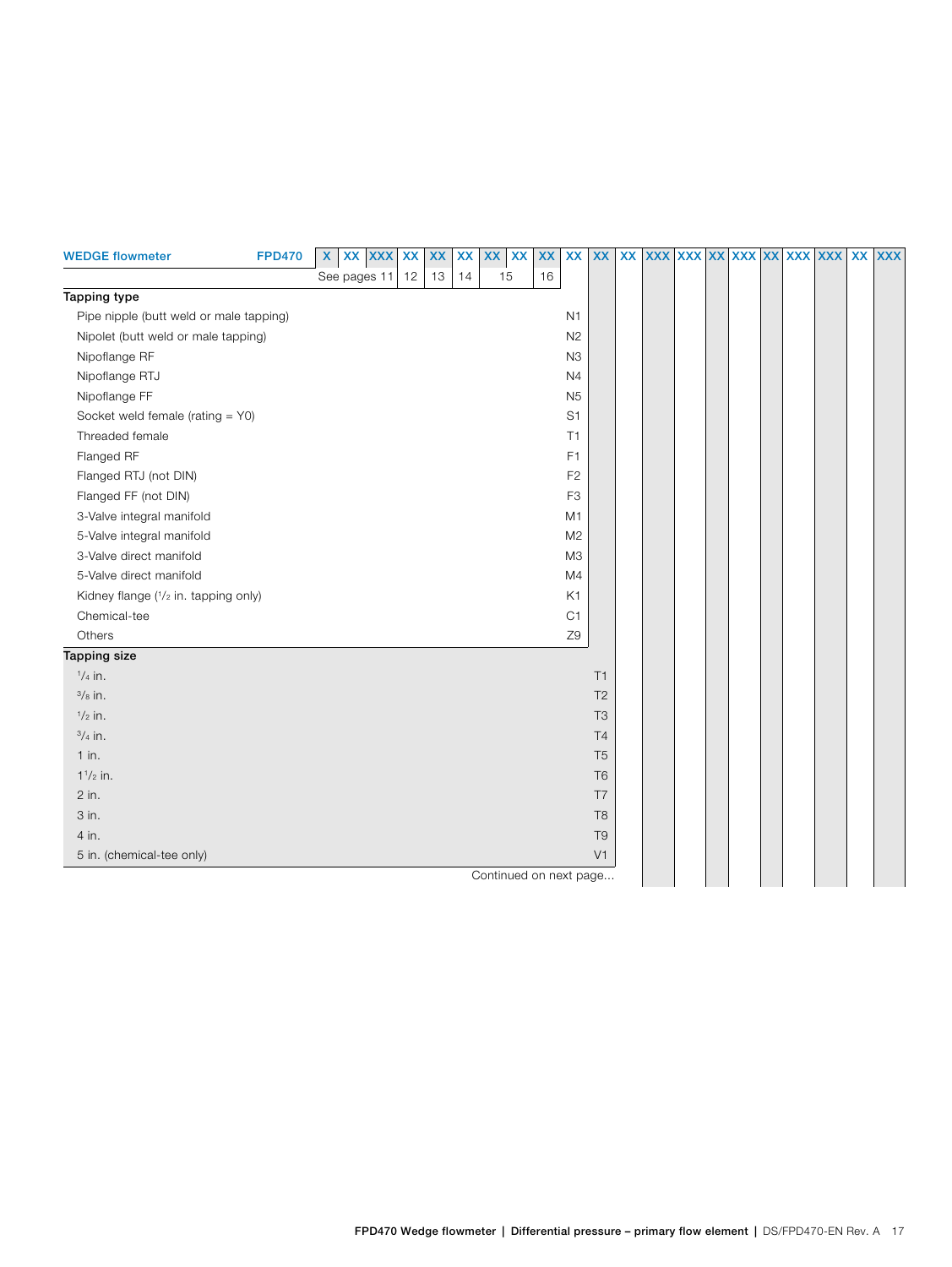| WEDGE flowmeter | FPD470 | X | XX | XXX | XX | XX | XX | XX | XX | XX | XX | XX | XX | XXX | XXX | XX | XXX | XX | XXX | XXX | XX | XXX |
|---|---|---|---|---|---|---|---|---|---|---|---|---|---|---|---|---|---|---|---|---|---|---|
| | | See pages 11 | | | 12 | 13 | 14 | 15 | | 16 | | | | | | | | | | | | |
| **Tapping type** | | | | | | | | | | | | | | | | | | | | | | |
| Pipe nipple (butt weld or male tapping) | | | | | | | | | | | N1 | | | | | | | | | | | |
| Nipolet (butt weld or male tapping) | | | | | | | | | | | N2 | | | | | | | | | | | |
| Nipoflange RF | | | | | | | | | | | N3 | | | | | | | | | | | |
| Nipoflange RTJ | | | | | | | | | | | N4 | | | | | | | | | | | |
| Nipoflange FF | | | | | | | | | | | N5 | | | | | | | | | | | |
| Socket weld female (rating = Y0) | | | | | | | | | | | S1 | | | | | | | | | | | |
| Threaded female | | | | | | | | | | | T1 | | | | | | | | | | | |
| Flanged RF | | | | | | | | | | | F1 | | | | | | | | | | | |
| Flanged RTJ (not DIN) | | | | | | | | | | | F2 | | | | | | | | | | | |
| Flanged FF (not DIN) | | | | | | | | | | | F3 | | | | | | | | | | | |
| 3-Valve integral manifold | | | | | | | | | | | M1 | | | | | | | | | | | |
| 5-Valve integral manifold | | | | | | | | | | | M2 | | | | | | | | | | | |
| 3-Valve direct manifold | | | | | | | | | | | M3 | | | | | | | | | | | |
| 5-Valve direct manifold | | | | | | | | | | | M4 | | | | | | | | | | | |
| Kidney flange (1/2 in. tapping only) | | | | | | | | | | | K1 | | | | | | | | | | | |
| Chemical-tee | | | | | | | | | | | C1 | | | | | | | | | | | |
| Others | | | | | | | | | | | Z9 | | | | | | | | | | | |
| **Tapping size** | | | | | | | | | | | | | | | | | | | | | | |
| 1/4 in. | | | | | | | | | | | | T1 | | | | | | | | | | |
| 3/8 in. | | | | | | | | | | | | T2 | | | | | | | | | | |
| 1/2 in. | | | | | | | | | | | | T3 | | | | | | | | | | |
| 3/4 in. | | | | | | | | | | | | T4 | | | | | | | | | | |
| 1 in. | | | | | | | | | | | | T5 | | | | | | | | | | |
| 1 1/2 in. | | | | | | | | | | | | T6 | | | | | | | | | | |
| 2 in. | | | | | | | | | | | | T7 | | | | | | | | | | |
| 3 in. | | | | | | | | | | | | T8 | | | | | | | | | | |
| 4 in. | | | | | | | | | | | | T9 | | | | | | | | | | |
| 5 in. (chemical-tee only) | | | | | | | | | | | | V1 | | | | | | | | | | |

Continued on next page...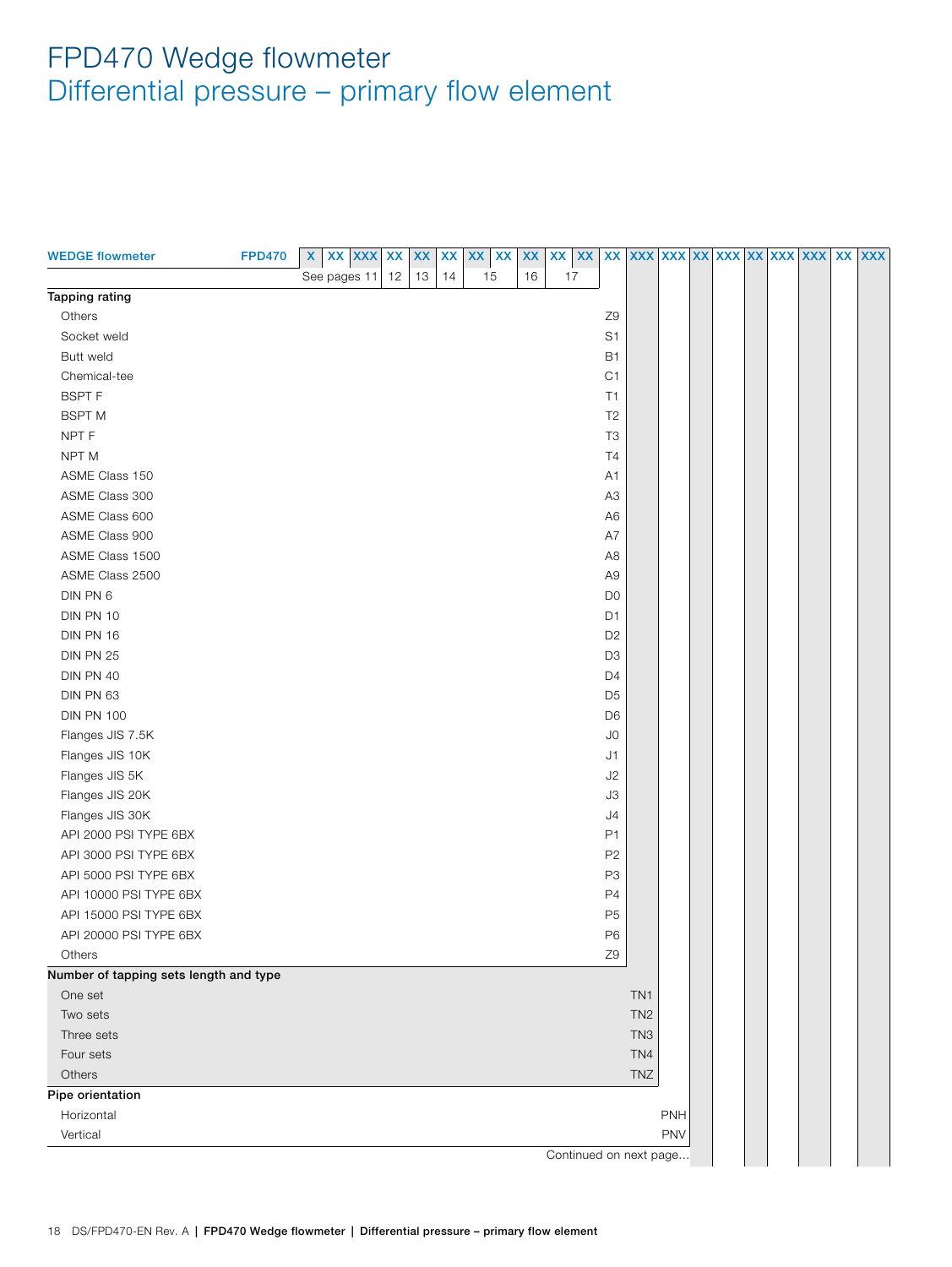# FPD470 Wedge flowmeter
## Differential pressure – primary flow element

| WEDGE flowmeter | FPD470 | X | XX | XXX | XX | XX | XX | XX | XX | XX | XX | XX | XX | XXX | XXX | XX | XXX | XX | XXX | XXX | XX | XXX |
|---|---|---|---|---|---|---|---|---|---|---|---|---|---|---|---|---|---|---|---|---|---|---|
| | | See pages 11 | | | 12 | 13 | 14 | 15 | | 16 | 17 | | | | | | | | | | | |
| **Tapping rating** | | | | | | | | | | | | | | | | | | | | | | |
| Others | | | | | | | | | | | | | Z9 | | | | | | | | | |
| Socket weld | | | | | | | | | | | | | S1 | | | | | | | | | |
| Butt weld | | | | | | | | | | | | | B1 | | | | | | | | | |
| Chemical-tee | | | | | | | | | | | | | C1 | | | | | | | | | |
| BSPT F | | | | | | | | | | | | | T1 | | | | | | | | | |
| BSPT M | | | | | | | | | | | | | T2 | | | | | | | | | |
| NPT F | | | | | | | | | | | | | T3 | | | | | | | | | |
| NPT M | | | | | | | | | | | | | T4 | | | | | | | | | |
| ASME Class 150 | | | | | | | | | | | | | A1 | | | | | | | | | |
| ASME Class 300 | | | | | | | | | | | | | A3 | | | | | | | | | |
| ASME Class 600 | | | | | | | | | | | | | A6 | | | | | | | | | |
| ASME Class 900 | | | | | | | | | | | | | A7 | | | | | | | | | |
| ASME Class 1500 | | | | | | | | | | | | | A8 | | | | | | | | | |
| ASME Class 2500 | | | | | | | | | | | | | A9 | | | | | | | | | |
| DIN PN 6 | | | | | | | | | | | | | D0 | | | | | | | | | |
| DIN PN 10 | | | | | | | | | | | | | D1 | | | | | | | | | |
| DIN PN 16 | | | | | | | | | | | | | D2 | | | | | | | | | |
| DIN PN 25 | | | | | | | | | | | | | D3 | | | | | | | | | |
| DIN PN 40 | | | | | | | | | | | | | D4 | | | | | | | | | |
| DIN PN 63 | | | | | | | | | | | | | D5 | | | | | | | | | |
| DIN PN 100 | | | | | | | | | | | | | D6 | | | | | | | | | |
| Flanges JIS 7.5K | | | | | | | | | | | | | J0 | | | | | | | | | |
| Flanges JIS 10K | | | | | | | | | | | | | J1 | | | | | | | | | |
| Flanges JIS 5K | | | | | | | | | | | | | J2 | | | | | | | | | |
| Flanges JIS 20K | | | | | | | | | | | | | J3 | | | | | | | | | |
| Flanges JIS 30K | | | | | | | | | | | | | J4 | | | | | | | | | |
| API 2000 PSI TYPE 6BX | | | | | | | | | | | | | P1 | | | | | | | | | |
| API 3000 PSI TYPE 6BX | | | | | | | | | | | | | P2 | | | | | | | | | |
| API 5000 PSI TYPE 6BX | | | | | | | | | | | | | P3 | | | | | | | | | |
| API 10000 PSI TYPE 6BX | | | | | | | | | | | | | P4 | | | | | | | | | |
| API 15000 PSI TYPE 6BX | | | | | | | | | | | | | P5 | | | | | | | | | |
| API 20000 PSI TYPE 6BX | | | | | | | | | | | | | P6 | | | | | | | | | |
| Others | | | | | | | | | | | | | Z9 | | | | | | | | | |
| **Number of tapping sets length and type** | | | | | | | | | | | | | | | | | | | | | | |
| One set | | | | | | | | | | | | | | TN1 | | | | | | | | |
| Two sets | | | | | | | | | | | | | | TN2 | | | | | | | | |
| Three sets | | | | | | | | | | | | | | TN3 | | | | | | | | |
| Four sets | | | | | | | | | | | | | | TN4 | | | | | | | | |
| Others | | | | | | | | | | | | | | TNZ | | | | | | | | |
| **Pipe orientation** | | | | | | | | | | | | | | | | | | | | | | |
| Horizontal | | | | | | | | | | | | | | | PNH | | | | | | | |
| Vertical | | | | | | | | | | | | | | | PNV | | | | | | | |

Continued on next page...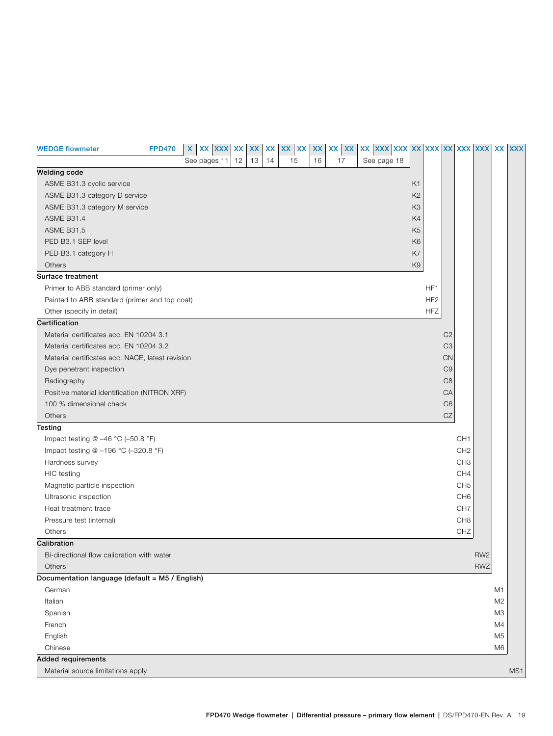| WEDGE flowmeter | FPD470 | X | XX | XXX | XX | XX | XX | XX | XX | XX | XX | XX | XX | XXX | XXX | XX | XXX | XX | XXX | XXX | XX | XXX |
|---|---|---|---|---|---|---|---|---|---|---|---|---|---|---|---|---|---|---|---|---|---|---|
| | | See pages 11 | | | 12 | 13 | 14 | 15 | | 16 | 17 | | See page 18 | | | | | | | | | |
| **Welding code** | | | | | | | | | | | | | | | | | | | | | | |
| ASME B31.3 cyclic service | | | | | | | | | | | | | | | | K1 | | | | | | |
| ASME B31.3 category D service | | | | | | | | | | | | | | | | K2 | | | | | | |
| ASME B31.3 category M service | | | | | | | | | | | | | | | | K3 | | | | | | |
| ASME B31.4 | | | | | | | | | | | | | | | | K4 | | | | | | |
| ASME B31.5 | | | | | | | | | | | | | | | | K5 | | | | | | |
| PED B3.1 SEP level | | | | | | | | | | | | | | | | K6 | | | | | | |
| PED B3.1 category H | | | | | | | | | | | | | | | | K7 | | | | | | |
| Others | | | | | | | | | | | | | | | | K9 | | | | | | |
| **Surface treatment** | | | | | | | | | | | | | | | | | | | | | | |
| Primer to ABB standard (primer only) | | | | | | | | | | | | | | | | | HF1 | | | | | |
| Painted to ABB standard (primer and top coat) | | | | | | | | | | | | | | | | | HF2 | | | | | |
| Other (specify in detail) | | | | | | | | | | | | | | | | | HFZ | | | | | |
| **Certification** | | | | | | | | | | | | | | | | | | | | | | |
| Material certificates acc. EN 10204 3.1 | | | | | | | | | | | | | | | | | | C2 | | | | |
| Material certificates acc. EN 10204 3.2 | | | | | | | | | | | | | | | | | | C3 | | | | |
| Material certificates acc. NACE, latest revision | | | | | | | | | | | | | | | | | | CN | | | | |
| Dye penetrant inspection | | | | | | | | | | | | | | | | | | C9 | | | | |
| Radiography | | | | | | | | | | | | | | | | | | C8 | | | | |
| Positive material identification (NITRON XRF) | | | | | | | | | | | | | | | | | | CA | | | | |
| 100 % dimensional check | | | | | | | | | | | | | | | | | | C6 | | | | |
| Others | | | | | | | | | | | | | | | | | | CZ | | | | |
| **Testing** | | | | | | | | | | | | | | | | | | | | | | |
| Impact testing @ –46 °C (–50.8 °F) | | | | | | | | | | | | | | | | | | | CH1 | | | |
| Impact testing @ –196 °C (–320.8 °F) | | | | | | | | | | | | | | | | | | | CH2 | | | |
| Hardness survey | | | | | | | | | | | | | | | | | | | CH3 | | | |
| HIC testing | | | | | | | | | | | | | | | | | | | CH4 | | | |
| Magnetic particle inspection | | | | | | | | | | | | | | | | | | | CH5 | | | |
| Ultrasonic inspection | | | | | | | | | | | | | | | | | | | CH6 | | | |
| Heat treatment trace | | | | | | | | | | | | | | | | | | | CH7 | | | |
| Pressure test (internal) | | | | | | | | | | | | | | | | | | | CH8 | | | |
| Others | | | | | | | | | | | | | | | | | | | CHZ | | | |
| **Calibration** | | | | | | | | | | | | | | | | | | | | | | |
| Bi-directional flow calibration with water | | | | | | | | | | | | | | | | | | | | RW2 | | |
| Others | | | | | | | | | | | | | | | | | | | | RWZ | | |
| **Documentation language (default = M5 / English)** | | | | | | | | | | | | | | | | | | | | | | |
| German | | | | | | | | | | | | | | | | | | | | | M1 | |
| Italian | | | | | | | | | | | | | | | | | | | | | M2 | |
| Spanish | | | | | | | | | | | | | | | | | | | | | M3 | |
| French | | | | | | | | | | | | | | | | | | | | | M4 | |
| English | | | | | | | | | | | | | | | | | | | | | M5 | |
| Chinese | | | | | | | | | | | | | | | | | | | | | M6 | |
| **Added requirements** | | | | | | | | | | | | | | | | | | | | | | |
| Material source limitations apply | | | | | | | | | | | | | | | | | | | | | | MS1 |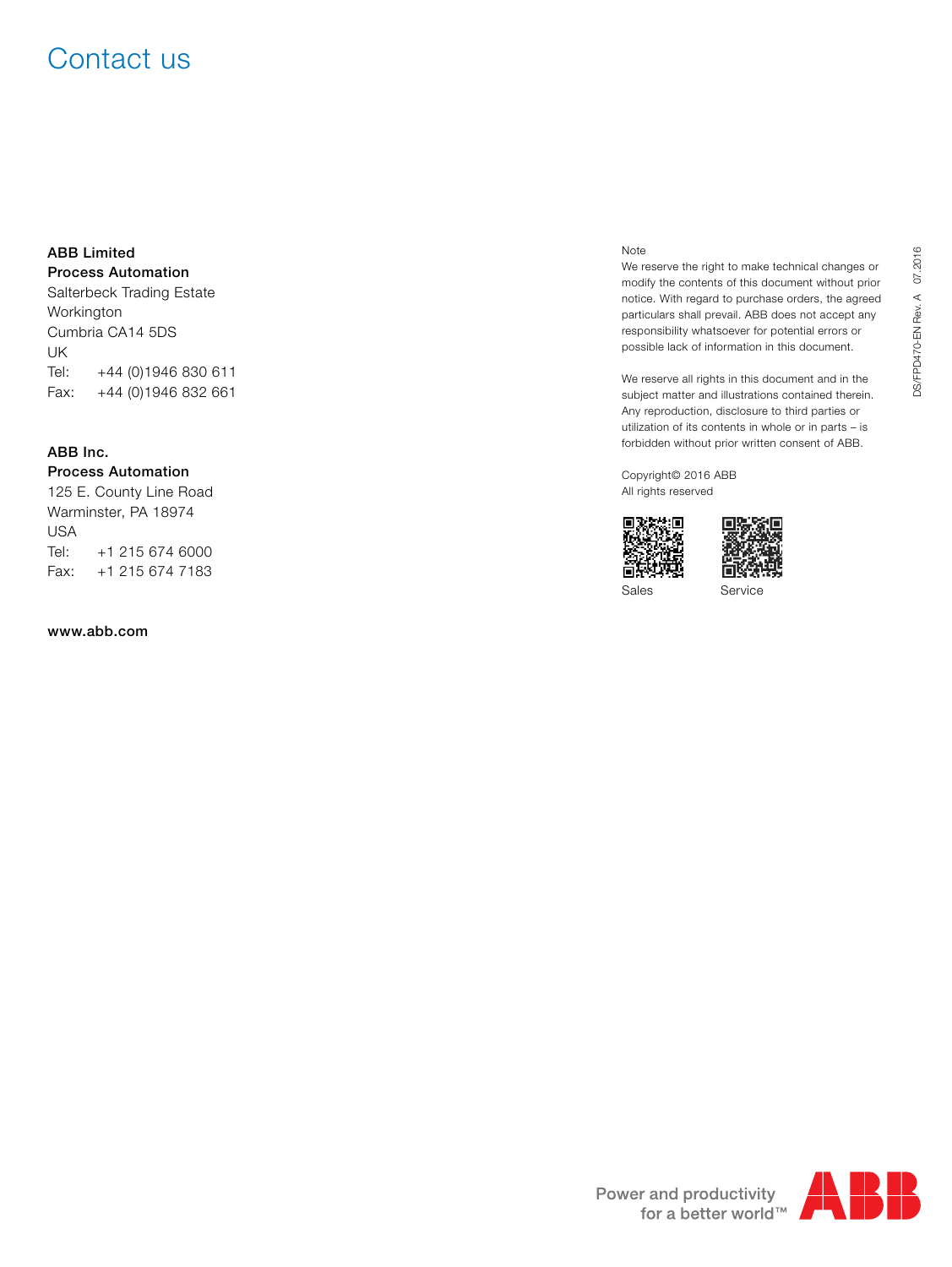# Contact us

**ABB Limited**
**Process Automation**
Salterbeck Trading Estate
Workington
Cumbria CA14 5DS
UK
Tel: +44 (0)1946 830 611
Fax: +44 (0)1946 832 661

**ABB Inc.**
**Process Automation**
125 E. County Line Road
Warminster, PA 18974
USA
Tel: +1 215 674 6000
Fax: +1 215 674 7183

**www.abb.com**

Note
We reserve the right to make technical changes or modify the contents of this document without prior notice. With regard to purchase orders, the agreed particulars shall prevail. ABB does not accept any responsibility whatsoever for potential errors or possible lack of information in this document.

We reserve all rights in this document and in the subject matter and illustrations contained therein. Any reproduction, disclosure to third parties or utilization of its contents in whole or in parts – is forbidden without prior written consent of ABB.

Copyright© 2016 ABB
All rights reserved

Sales Service

DS/FPD470-EN Rev. A 07.2016

Power and productivity
for a better world™